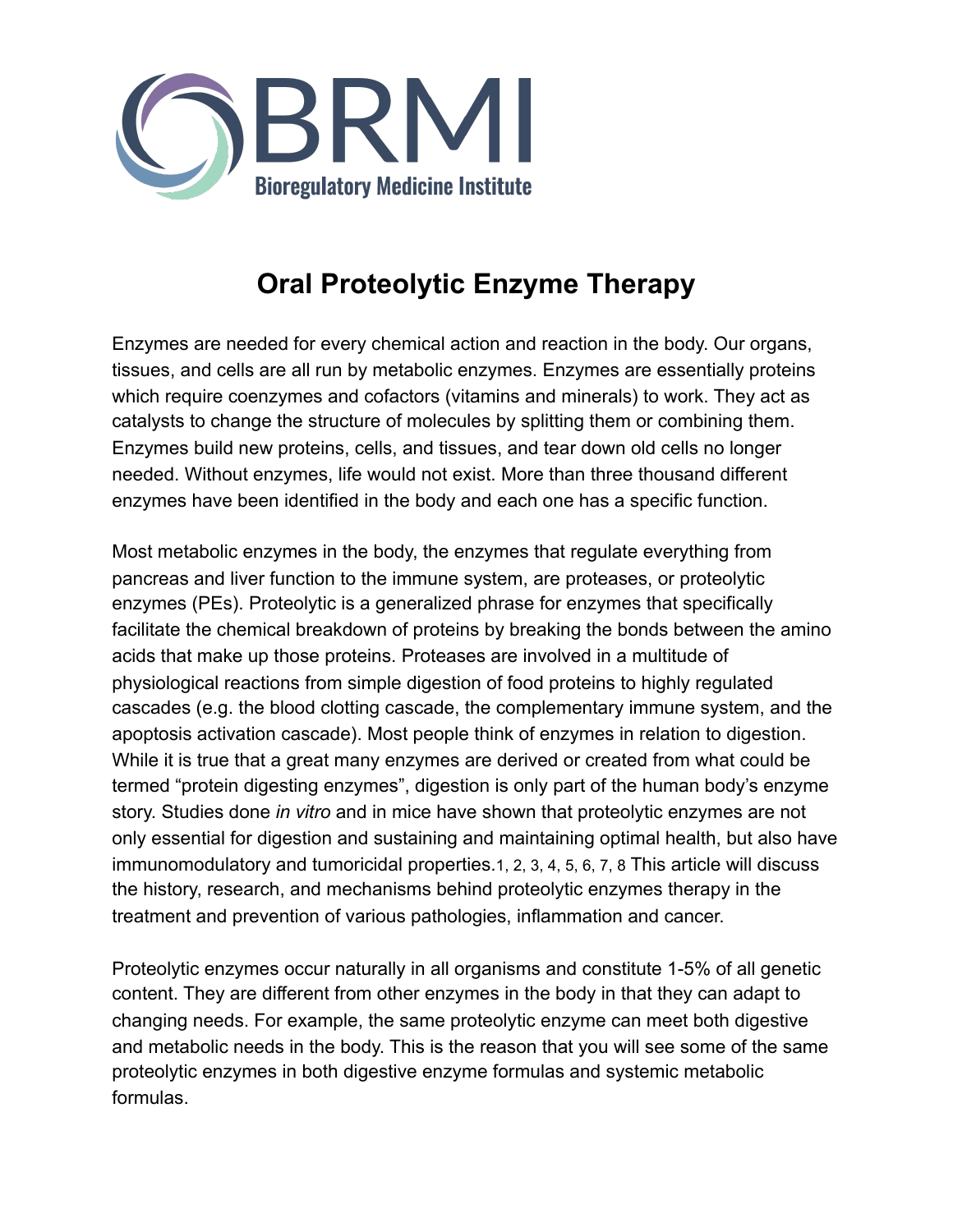BRMI

Bioregulatory Medicine Institute

# Oral Proteolytic Enzyme Therapy

Enzymes are needed for every chemical action and reaction in the body. Our organs, tissues, and cells are all run by metabolic enzymes. Enzymes are essentially proteins which require coenzymes and cofactors (vitamins and minerals) to work. They act as catalysts to change the structure of molecules by splitting them or combining them. Enzymes build new proteins, cells, and tissues, and tear down old cells no longer needed. Without enzymes, life would not exist. More than three thousand different enzymes have been identified in the body and each one has a specific function.

Most metabolic enzymes in the body, the enzymes that regulate everything from pancreas and liver function to the immune system, are proteases, or proteolytic enzymes (PEs). Proteolytic is a generalized phrase for enzymes that specifically facilitate the chemical breakdown of proteins by breaking the bonds between the amino acids that make up those proteins. Proteases are involved in a multitude of physiological reactions from simple digestion of food proteins to highly regulated cascades (e.g. the blood clotting cascade, the complementary immune system, and the apoptosis activation cascade). Most people think of enzymes in relation to digestion. While it is true that a great many enzymes are derived or created from what could be termed "protein digesting enzymes", digestion is only part of the human body's enzyme story. Studies done *in vitro* and in mice have shown that proteolytic enzymes are not only essential for digestion and sustaining and maintaining optimal health, but also have immunomodulatory and tumoricidal properties.[1, 2, 3, 4, 5, 6, 7, 8] This article will discuss the history, research, and mechanisms behind proteolytic enzymes therapy in the treatment and prevention of various pathologies, inflammation and cancer.

Proteolytic enzymes occur naturally in all organisms and constitute 1-5% of all genetic content. They are different from other enzymes in the body in that they can adapt to changing needs. For example, the same proteolytic enzyme can meet both digestive and metabolic needs in the body. This is the reason that you will see some of the same proteolytic enzymes in both digestive enzyme formulas and systemic metabolic formulas.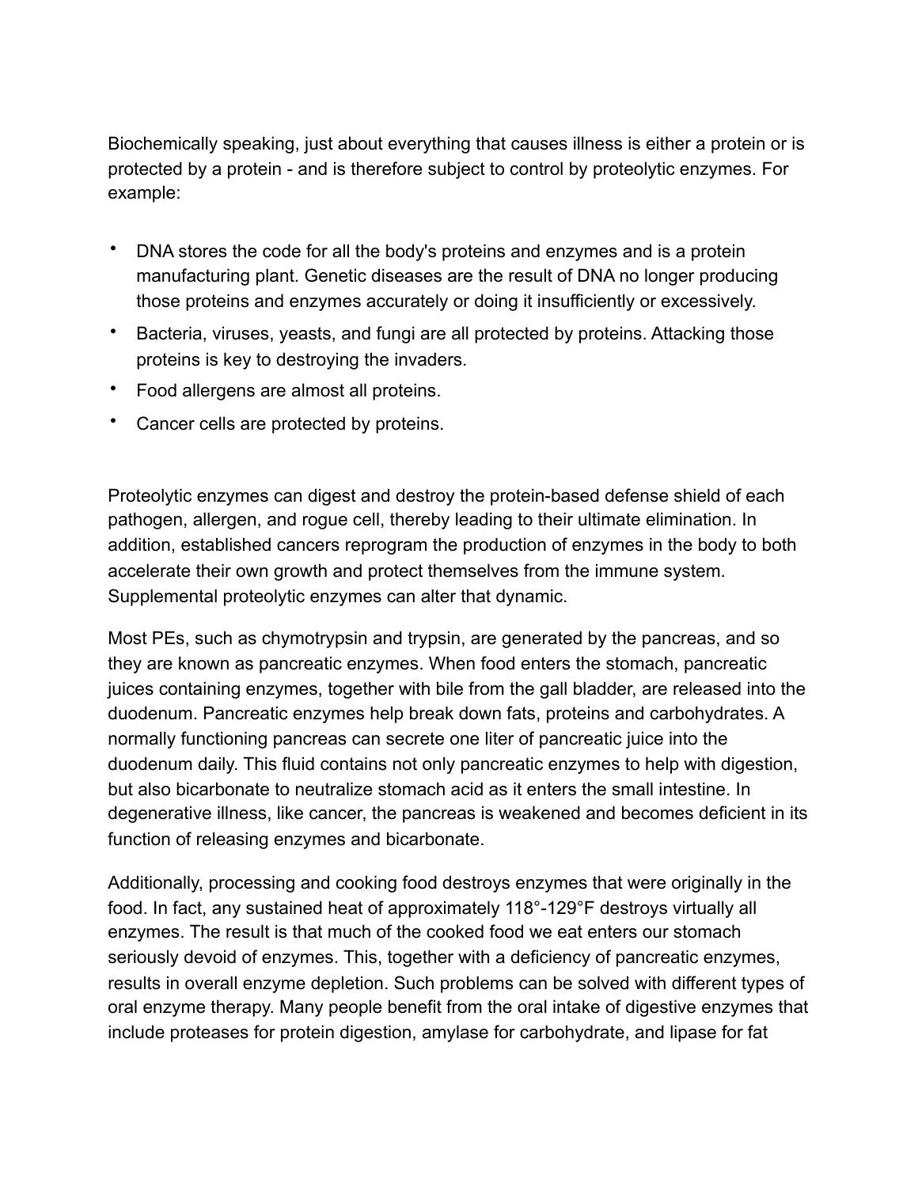Biochemically speaking, just about everything that causes illness is either a protein or is protected by a protein - and is therefore subject to control by proteolytic enzymes. For example:

- DNA stores the code for all the body's proteins and enzymes and is a protein manufacturing plant. Genetic diseases are the result of DNA no longer producing those proteins and enzymes accurately or doing it insufficiently or excessively.
- Bacteria, viruses, yeasts, and fungi are all protected by proteins. Attacking those proteins is key to destroying the invaders.
- Food allergens are almost all proteins.
- Cancer cells are protected by proteins.

Proteolytic enzymes can digest and destroy the protein-based defense shield of each pathogen, allergen, and rogue cell, thereby leading to their ultimate elimination. In addition, established cancers reprogram the production of enzymes in the body to both accelerate their own growth and protect themselves from the immune system. Supplemental proteolytic enzymes can alter that dynamic.

Most PEs, such as chymotrypsin and trypsin, are generated by the pancreas, and so they are known as pancreatic enzymes. When food enters the stomach, pancreatic juices containing enzymes, together with bile from the gall bladder, are released into the duodenum. Pancreatic enzymes help break down fats, proteins and carbohydrates. A normally functioning pancreas can secrete one liter of pancreatic juice into the duodenum daily. This fluid contains not only pancreatic enzymes to help with digestion, but also bicarbonate to neutralize stomach acid as it enters the small intestine. In degenerative illness, like cancer, the pancreas is weakened and becomes deficient in its function of releasing enzymes and bicarbonate.

Additionally, processing and cooking food destroys enzymes that were originally in the food. In fact, any sustained heat of approximately 118°-129°F destroys virtually all enzymes. The result is that much of the cooked food we eat enters our stomach seriously devoid of enzymes. This, together with a deficiency of pancreatic enzymes, results in overall enzyme depletion. Such problems can be solved with different types of oral enzyme therapy. Many people benefit from the oral intake of digestive enzymes that include proteases for protein digestion, amylase for carbohydrate, and lipase for fat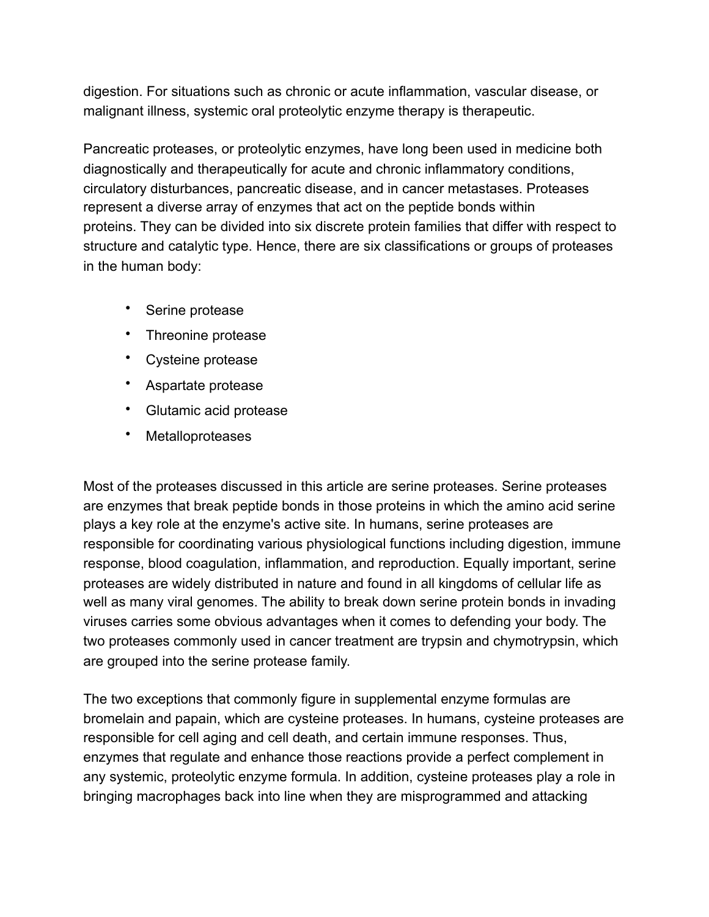digestion. For situations such as chronic or acute inflammation, vascular disease, or malignant illness, systemic oral proteolytic enzyme therapy is therapeutic.

Pancreatic proteases, or proteolytic enzymes, have long been used in medicine both diagnostically and therapeutically for acute and chronic inflammatory conditions, circulatory disturbances, pancreatic disease, and in cancer metastases. Proteases represent a diverse array of enzymes that act on the peptide bonds within proteins. They can be divided into six discrete protein families that differ with respect to structure and catalytic type. Hence, there are six classifications or groups of proteases in the human body:

- Serine protease
- Threonine protease
- Cysteine protease
- Aspartate protease
- Glutamic acid protease
- Metalloproteases

Most of the proteases discussed in this article are serine proteases. Serine proteases are enzymes that break peptide bonds in those proteins in which the amino acid serine plays a key role at the enzyme's active site. In humans, serine proteases are responsible for coordinating various physiological functions including digestion, immune response, blood coagulation, inflammation, and reproduction. Equally important, serine proteases are widely distributed in nature and found in all kingdoms of cellular life as well as many viral genomes. The ability to break down serine protein bonds in invading viruses carries some obvious advantages when it comes to defending your body. The two proteases commonly used in cancer treatment are trypsin and chymotrypsin, which are grouped into the serine protease family.

The two exceptions that commonly figure in supplemental enzyme formulas are bromelain and papain, which are cysteine proteases. In humans, cysteine proteases are responsible for cell aging and cell death, and certain immune responses. Thus, enzymes that regulate and enhance those reactions provide a perfect complement in any systemic, proteolytic enzyme formula. In addition, cysteine proteases play a role in bringing macrophages back into line when they are misprogrammed and attacking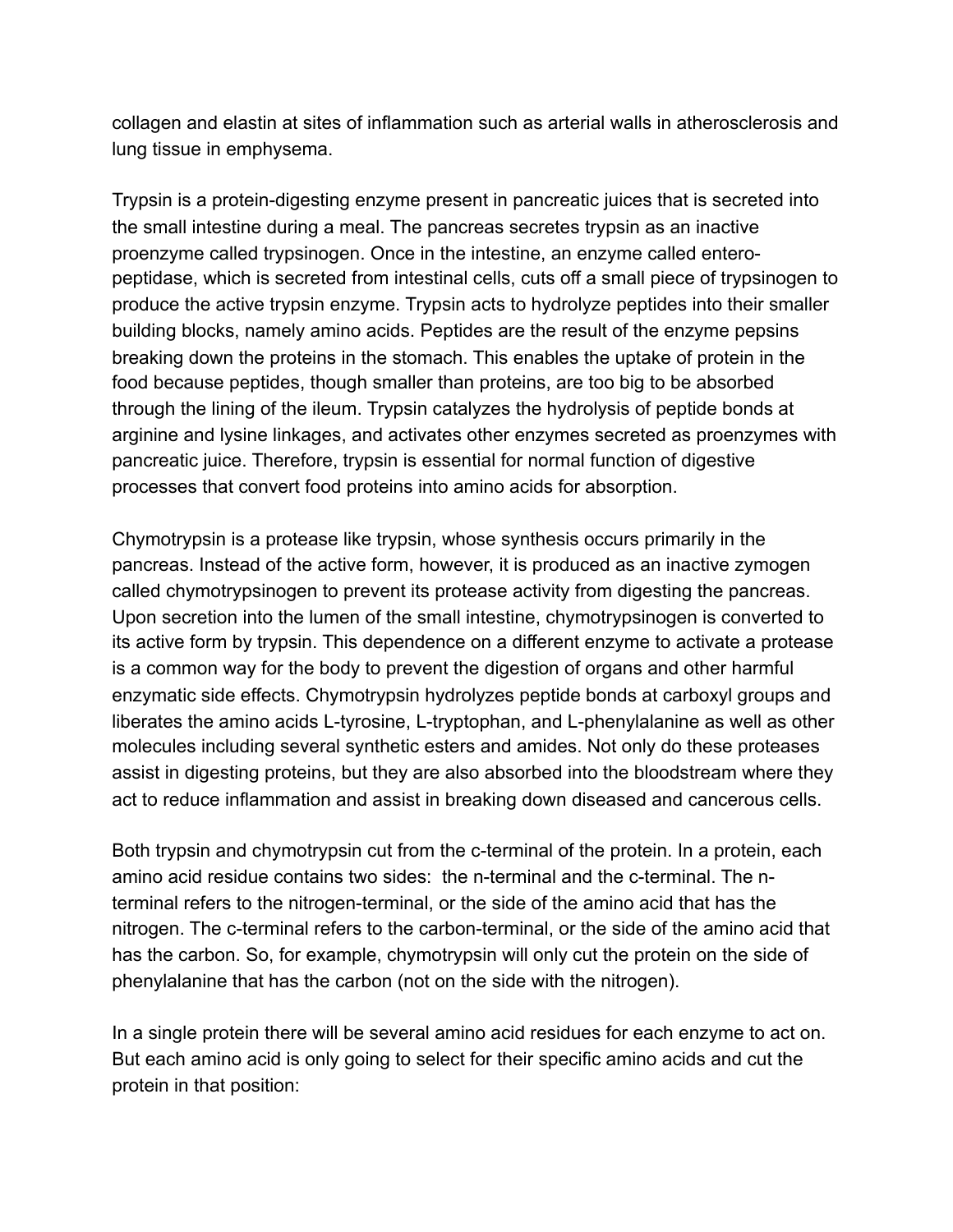collagen and elastin at sites of inflammation such as arterial walls in atherosclerosis and lung tissue in emphysema.

Trypsin is a protein-digesting enzyme present in pancreatic juices that is secreted into the small intestine during a meal. The pancreas secretes trypsin as an inactive proenzyme called trypsinogen. Once in the intestine, an enzyme called entero-peptidase, which is secreted from intestinal cells, cuts off a small piece of trypsinogen to produce the active trypsin enzyme. Trypsin acts to hydrolyze peptides into their smaller building blocks, namely amino acids. Peptides are the result of the enzyme pepsins breaking down the proteins in the stomach. This enables the uptake of protein in the food because peptides, though smaller than proteins, are too big to be absorbed through the lining of the ileum. Trypsin catalyzes the hydrolysis of peptide bonds at arginine and lysine linkages, and activates other enzymes secreted as proenzymes with pancreatic juice. Therefore, trypsin is essential for normal function of digestive processes that convert food proteins into amino acids for absorption.

Chymotrypsin is a protease like trypsin, whose synthesis occurs primarily in the pancreas. Instead of the active form, however, it is produced as an inactive zymogen called chymotrypsinogen to prevent its protease activity from digesting the pancreas. Upon secretion into the lumen of the small intestine, chymotrypsinogen is converted to its active form by trypsin. This dependence on a different enzyme to activate a protease is a common way for the body to prevent the digestion of organs and other harmful enzymatic side effects. Chymotrypsin hydrolyzes peptide bonds at carboxyl groups and liberates the amino acids L-tyrosine, L-tryptophan, and L-phenylalanine as well as other molecules including several synthetic esters and amides. Not only do these proteases assist in digesting proteins, but they are also absorbed into the bloodstream where they act to reduce inflammation and assist in breaking down diseased and cancerous cells.

Both trypsin and chymotrypsin cut from the c-terminal of the protein. In a protein, each amino acid residue contains two sides: the n-terminal and the c-terminal. The n-terminal refers to the nitrogen-terminal, or the side of the amino acid that has the nitrogen. The c-terminal refers to the carbon-terminal, or the side of the amino acid that has the carbon. So, for example, chymotrypsin will only cut the protein on the side of phenylalanine that has the carbon (not on the side with the nitrogen).

In a single protein there will be several amino acid residues for each enzyme to act on. But each amino acid is only going to select for their specific amino acids and cut the protein in that position: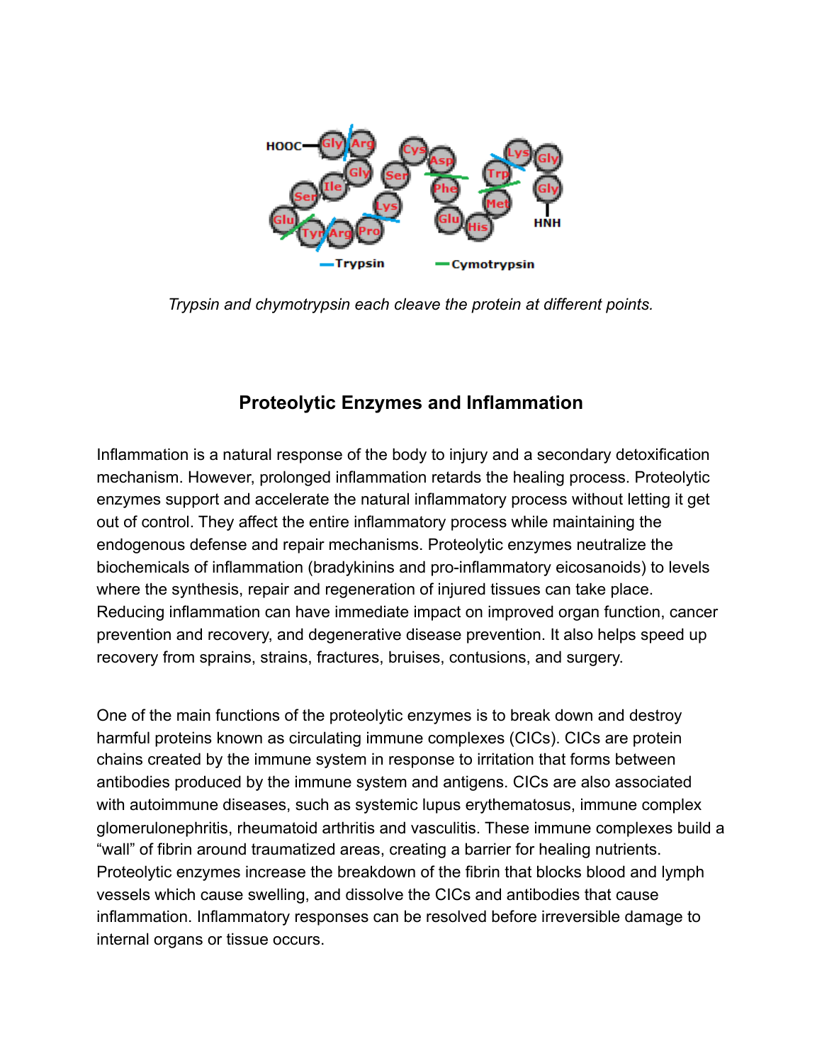*Trypsin and chymotrypsin each cleave the protein at different points.*

## Proteolytic Enzymes and Inflammation

Inflammation is a natural response of the body to injury and a secondary detoxification mechanism. However, prolonged inflammation retards the healing process. Proteolytic enzymes support and accelerate the natural inflammatory process without letting it get out of control. They affect the entire inflammatory process while maintaining the endogenous defense and repair mechanisms. Proteolytic enzymes neutralize the biochemicals of inflammation (bradykinins and pro-inflammatory eicosanoids) to levels where the synthesis, repair and regeneration of injured tissues can take place. Reducing inflammation can have immediate impact on improved organ function, cancer prevention and recovery, and degenerative disease prevention. It also helps speed up recovery from sprains, strains, fractures, bruises, contusions, and surgery.

One of the main functions of the proteolytic enzymes is to break down and destroy harmful proteins known as circulating immune complexes (CICs). CICs are protein chains created by the immune system in response to irritation that forms between antibodies produced by the immune system and antigens. CICs are also associated with autoimmune diseases, such as systemic lupus erythematosus, immune complex glomerulonephritis, rheumatoid arthritis and vasculitis. These immune complexes build a "wall" of fibrin around traumatized areas, creating a barrier for healing nutrients. Proteolytic enzymes increase the breakdown of the fibrin that blocks blood and lymph vessels which cause swelling, and dissolve the CICs and antibodies that cause inflammation. Inflammatory responses can be resolved before irreversible damage to internal organs or tissue occurs.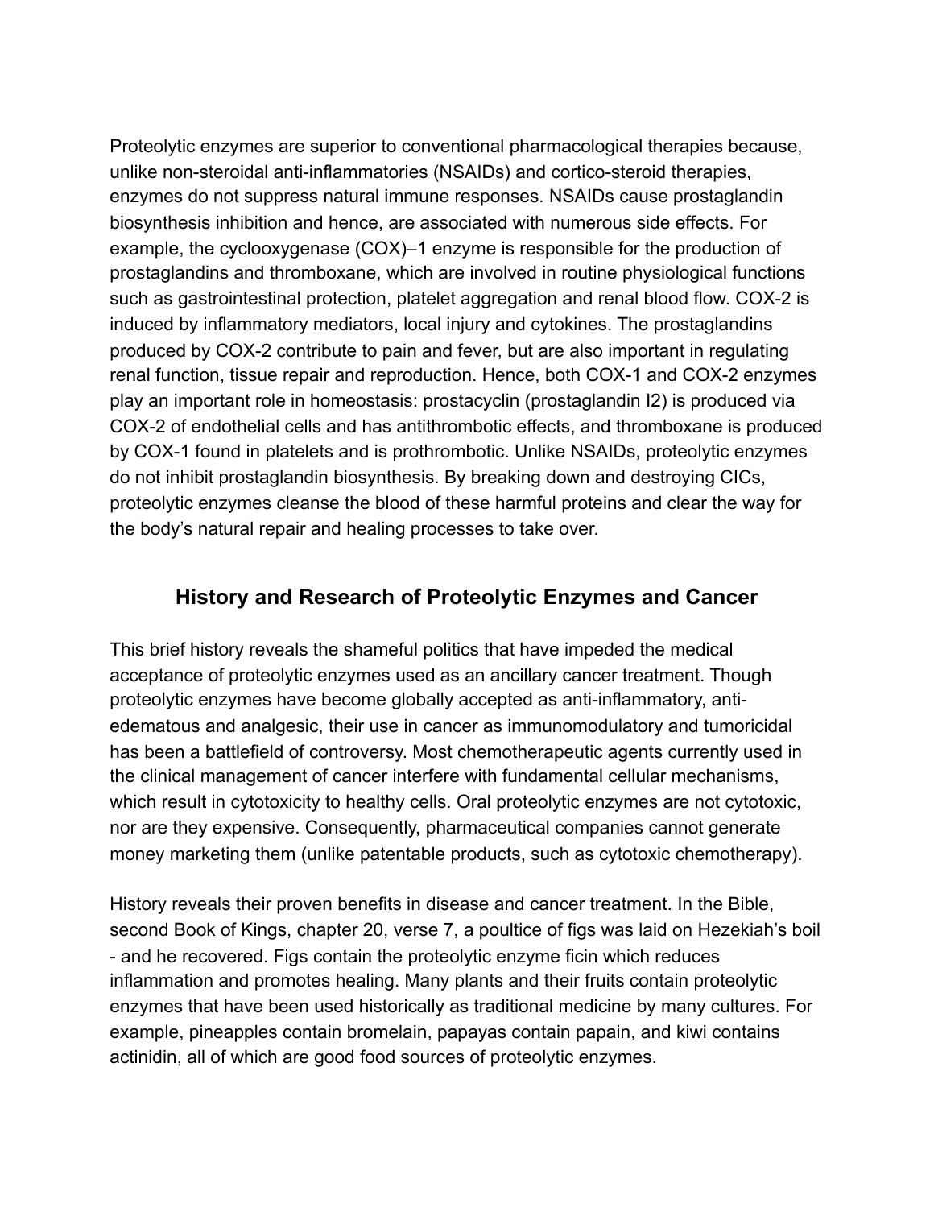Proteolytic enzymes are superior to conventional pharmacological therapies because, unlike non-steroidal anti-inflammatories (NSAIDs) and cortico-steroid therapies, enzymes do not suppress natural immune responses. NSAIDs cause prostaglandin biosynthesis inhibition and hence, are associated with numerous side effects. For example, the cyclooxygenase (COX)–1 enzyme is responsible for the production of prostaglandins and thromboxane, which are involved in routine physiological functions such as gastrointestinal protection, platelet aggregation and renal blood flow. COX-2 is induced by inflammatory mediators, local injury and cytokines. The prostaglandins produced by COX-2 contribute to pain and fever, but are also important in regulating renal function, tissue repair and reproduction. Hence, both COX-1 and COX-2 enzymes play an important role in homeostasis: prostacyclin (prostaglandin I2) is produced via COX-2 of endothelial cells and has antithrombotic effects, and thromboxane is produced by COX-1 found in platelets and is prothrombotic. Unlike NSAIDs, proteolytic enzymes do not inhibit prostaglandin biosynthesis. By breaking down and destroying CICs, proteolytic enzymes cleanse the blood of these harmful proteins and clear the way for the body's natural repair and healing processes to take over.

## History and Research of Proteolytic Enzymes and Cancer

This brief history reveals the shameful politics that have impeded the medical acceptance of proteolytic enzymes used as an ancillary cancer treatment. Though proteolytic enzymes have become globally accepted as anti-inflammatory, anti-edematous and analgesic, their use in cancer as immunomodulatory and tumoricidal has been a battlefield of controversy. Most chemotherapeutic agents currently used in the clinical management of cancer interfere with fundamental cellular mechanisms, which result in cytotoxicity to healthy cells. Oral proteolytic enzymes are not cytotoxic, nor are they expensive. Consequently, pharmaceutical companies cannot generate money marketing them (unlike patentable products, such as cytotoxic chemotherapy).

History reveals their proven benefits in disease and cancer treatment. In the Bible, second Book of Kings, chapter 20, verse 7, a poultice of figs was laid on Hezekiah's boil - and he recovered. Figs contain the proteolytic enzyme ficin which reduces inflammation and promotes healing. Many plants and their fruits contain proteolytic enzymes that have been used historically as traditional medicine by many cultures. For example, pineapples contain bromelain, papayas contain papain, and kiwi contains actinidin, all of which are good food sources of proteolytic enzymes.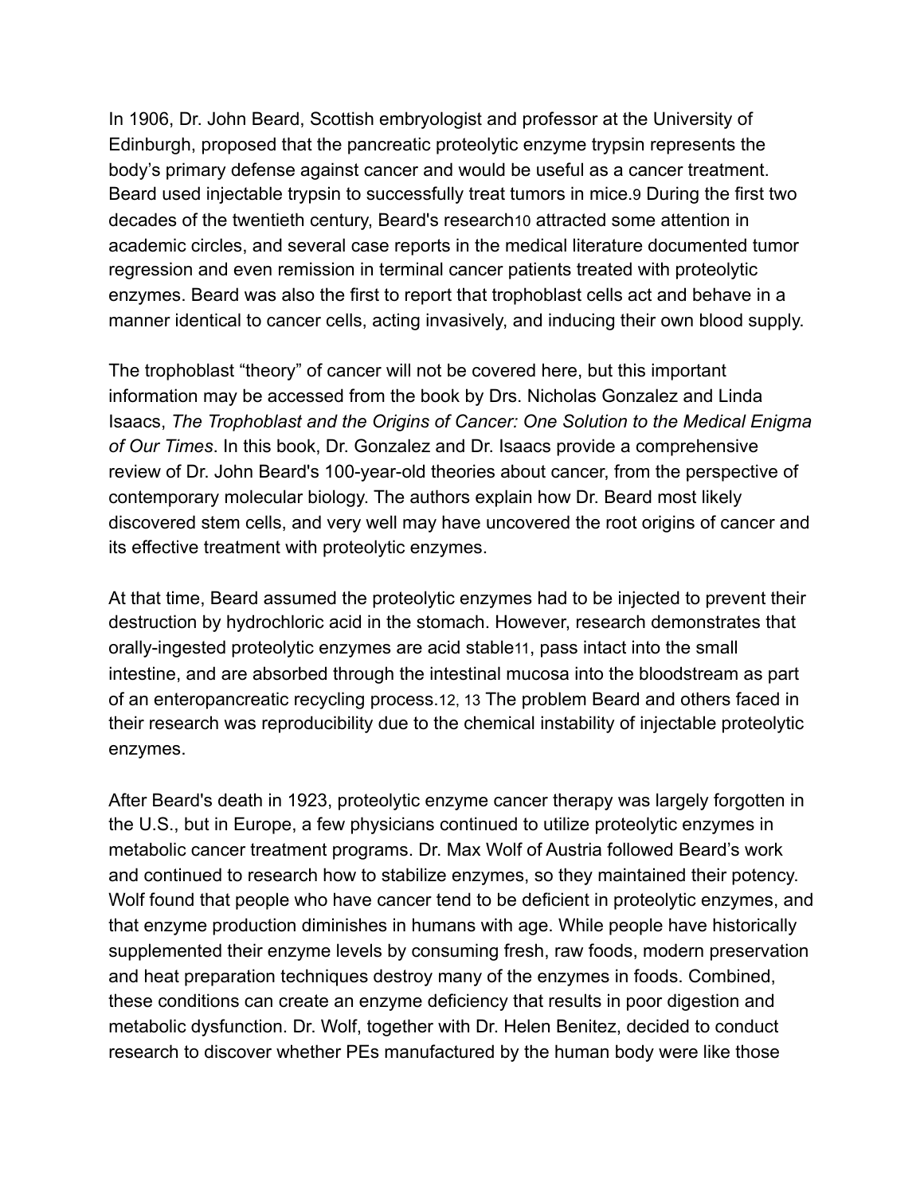In 1906, Dr. John Beard, Scottish embryologist and professor at the University of Edinburgh, proposed that the pancreatic proteolytic enzyme trypsin represents the body's primary defense against cancer and would be useful as a cancer treatment. Beard used injectable trypsin to successfully treat tumors in mice.[9] During the first two decades of the twentieth century, Beard's research[10] attracted some attention in academic circles, and several case reports in the medical literature documented tumor regression and even remission in terminal cancer patients treated with proteolytic enzymes. Beard was also the first to report that trophoblast cells act and behave in a manner identical to cancer cells, acting invasively, and inducing their own blood supply.

The trophoblast "theory" of cancer will not be covered here, but this important information may be accessed from the book by Drs. Nicholas Gonzalez and Linda Isaacs, *The Trophoblast and the Origins of Cancer: One Solution to the Medical Enigma of Our Times*. In this book, Dr. Gonzalez and Dr. Isaacs provide a comprehensive review of Dr. John Beard's 100-year-old theories about cancer, from the perspective of contemporary molecular biology. The authors explain how Dr. Beard most likely discovered stem cells, and very well may have uncovered the root origins of cancer and its effective treatment with proteolytic enzymes.

At that time, Beard assumed the proteolytic enzymes had to be injected to prevent their destruction by hydrochloric acid in the stomach. However, research demonstrates that orally-ingested proteolytic enzymes are acid stable[11], pass intact into the small intestine, and are absorbed through the intestinal mucosa into the bloodstream as part of an enteropancreatic recycling process.[12, 13] The problem Beard and others faced in their research was reproducibility due to the chemical instability of injectable proteolytic enzymes.

After Beard's death in 1923, proteolytic enzyme cancer therapy was largely forgotten in the U.S., but in Europe, a few physicians continued to utilize proteolytic enzymes in metabolic cancer treatment programs. Dr. Max Wolf of Austria followed Beard's work and continued to research how to stabilize enzymes, so they maintained their potency. Wolf found that people who have cancer tend to be deficient in proteolytic enzymes, and that enzyme production diminishes in humans with age. While people have historically supplemented their enzyme levels by consuming fresh, raw foods, modern preservation and heat preparation techniques destroy many of the enzymes in foods. Combined, these conditions can create an enzyme deficiency that results in poor digestion and metabolic dysfunction. Dr. Wolf, together with Dr. Helen Benitez, decided to conduct research to discover whether PEs manufactured by the human body were like those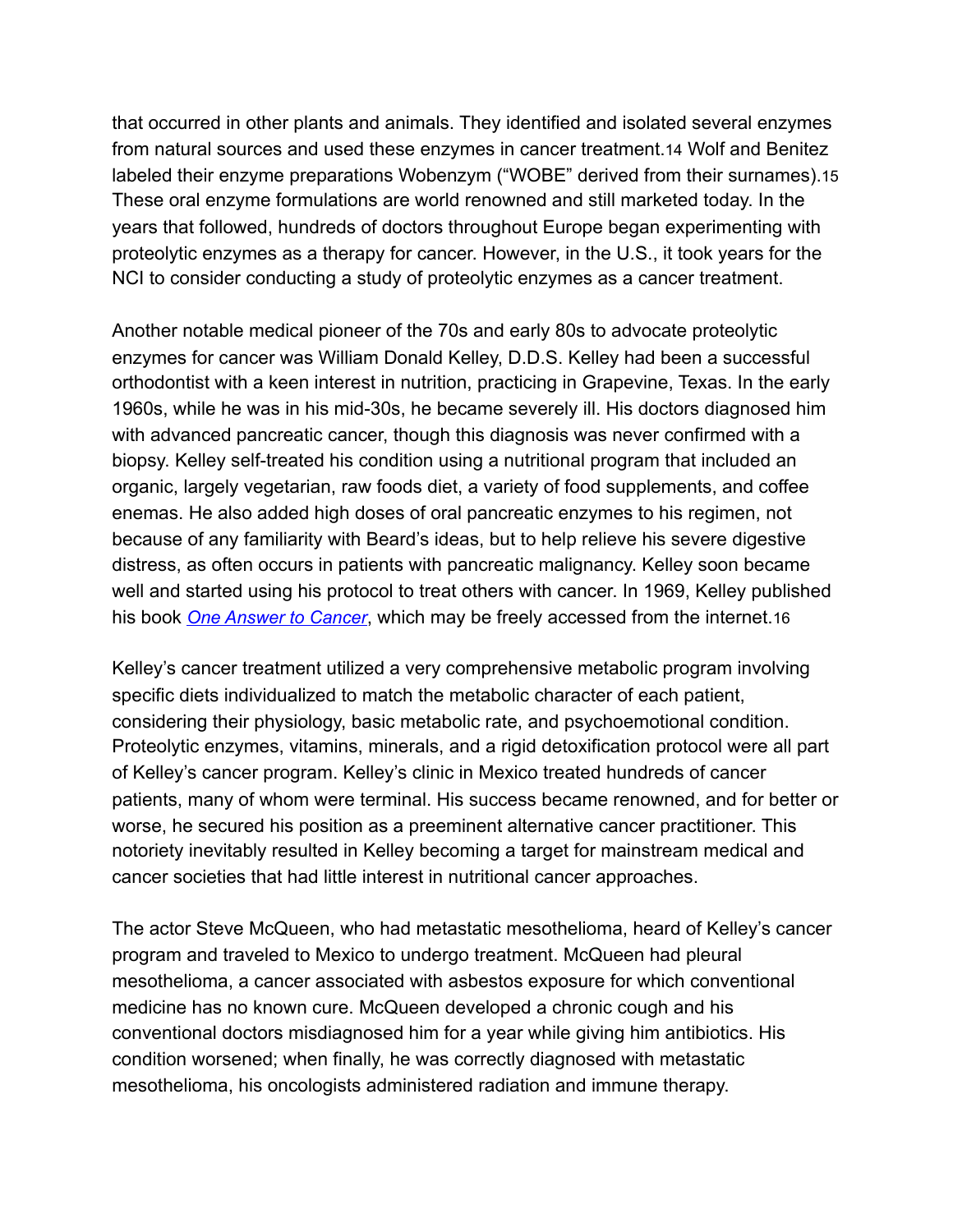that occurred in other plants and animals. They identified and isolated several enzymes from natural sources and used these enzymes in cancer treatment.[14] Wolf and Benitez labeled their enzyme preparations Wobenzym ("WOBE" derived from their surnames).[15] These oral enzyme formulations are world renowned and still marketed today. In the years that followed, hundreds of doctors throughout Europe began experimenting with proteolytic enzymes as a therapy for cancer. However, in the U.S., it took years for the NCI to consider conducting a study of proteolytic enzymes as a cancer treatment.

Another notable medical pioneer of the 70s and early 80s to advocate proteolytic enzymes for cancer was William Donald Kelley, D.D.S. Kelley had been a successful orthodontist with a keen interest in nutrition, practicing in Grapevine, Texas. In the early 1960s, while he was in his mid-30s, he became severely ill. His doctors diagnosed him with advanced pancreatic cancer, though this diagnosis was never confirmed with a biopsy. Kelley self-treated his condition using a nutritional program that included an organic, largely vegetarian, raw foods diet, a variety of food supplements, and coffee enemas. He also added high doses of oral pancreatic enzymes to his regimen, not because of any familiarity with Beard's ideas, but to help relieve his severe digestive distress, as often occurs in patients with pancreatic malignancy. Kelley soon became well and started using his protocol to treat others with cancer. In 1969, Kelley published his book *One Answer to Cancer*, which may be freely accessed from the internet.[16]

Kelley's cancer treatment utilized a very comprehensive metabolic program involving specific diets individualized to match the metabolic character of each patient, considering their physiology, basic metabolic rate, and psychoemotional condition. Proteolytic enzymes, vitamins, minerals, and a rigid detoxification protocol were all part of Kelley's cancer program. Kelley's clinic in Mexico treated hundreds of cancer patients, many of whom were terminal. His success became renowned, and for better or worse, he secured his position as a preeminent alternative cancer practitioner. This notoriety inevitably resulted in Kelley becoming a target for mainstream medical and cancer societies that had little interest in nutritional cancer approaches.

The actor Steve McQueen, who had metastatic mesothelioma, heard of Kelley's cancer program and traveled to Mexico to undergo treatment. McQueen had pleural mesothelioma, a cancer associated with asbestos exposure for which conventional medicine has no known cure. McQueen developed a chronic cough and his conventional doctors misdiagnosed him for a year while giving him antibiotics. His condition worsened; when finally, he was correctly diagnosed with metastatic mesothelioma, his oncologists administered radiation and immune therapy.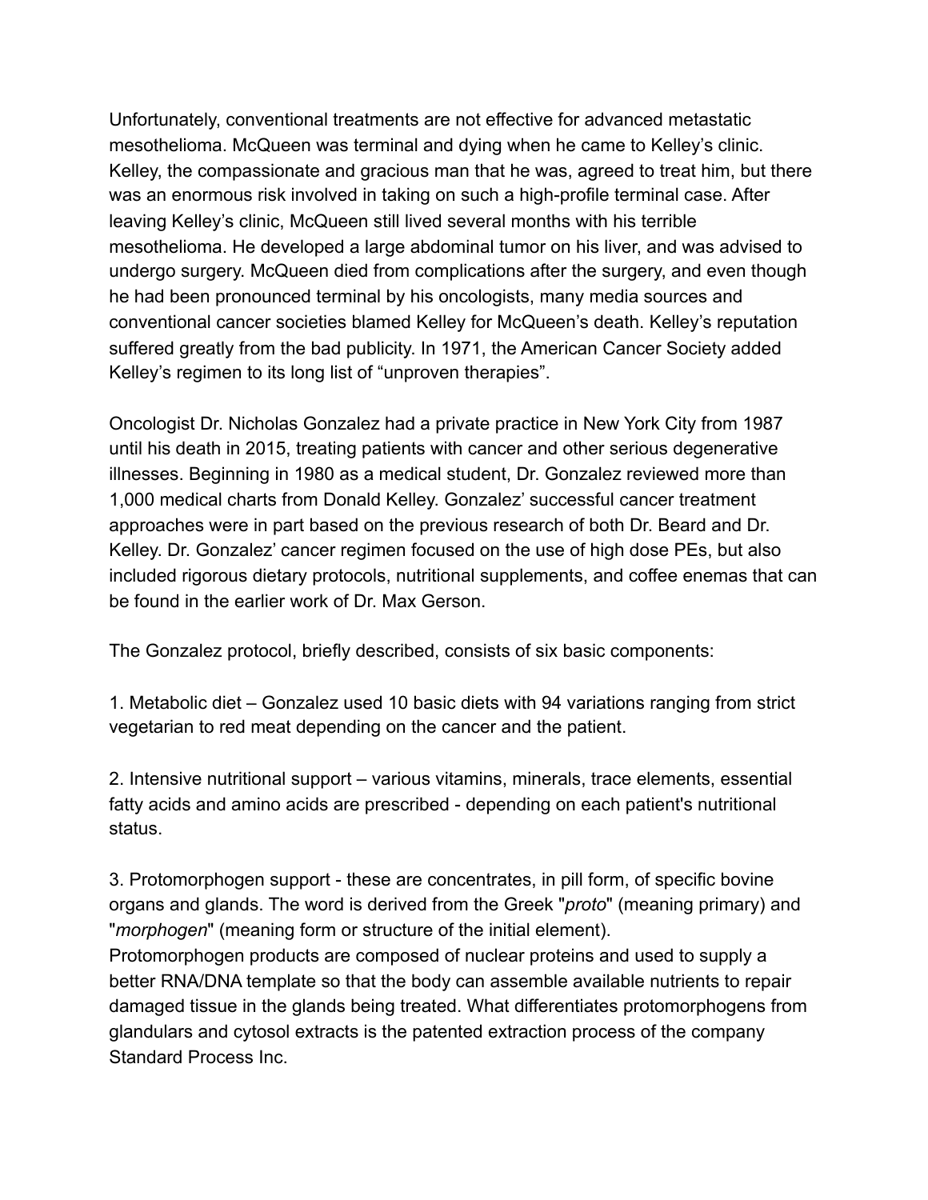Unfortunately, conventional treatments are not effective for advanced metastatic mesothelioma. McQueen was terminal and dying when he came to Kelley's clinic. Kelley, the compassionate and gracious man that he was, agreed to treat him, but there was an enormous risk involved in taking on such a high-profile terminal case. After leaving Kelley's clinic, McQueen still lived several months with his terrible mesothelioma. He developed a large abdominal tumor on his liver, and was advised to undergo surgery. McQueen died from complications after the surgery, and even though he had been pronounced terminal by his oncologists, many media sources and conventional cancer societies blamed Kelley for McQueen's death. Kelley's reputation suffered greatly from the bad publicity. In 1971, the American Cancer Society added Kelley's regimen to its long list of "unproven therapies".

Oncologist Dr. Nicholas Gonzalez had a private practice in New York City from 1987 until his death in 2015, treating patients with cancer and other serious degenerative illnesses. Beginning in 1980 as a medical student, Dr. Gonzalez reviewed more than 1,000 medical charts from Donald Kelley. Gonzalez' successful cancer treatment approaches were in part based on the previous research of both Dr. Beard and Dr. Kelley. Dr. Gonzalez' cancer regimen focused on the use of high dose PEs, but also included rigorous dietary protocols, nutritional supplements, and coffee enemas that can be found in the earlier work of Dr. Max Gerson.

The Gonzalez protocol, briefly described, consists of six basic components:

1. Metabolic diet – Gonzalez used 10 basic diets with 94 variations ranging from strict vegetarian to red meat depending on the cancer and the patient.

2. Intensive nutritional support – various vitamins, minerals, trace elements, essential fatty acids and amino acids are prescribed - depending on each patient's nutritional status.

3. Protomorphogen support - these are concentrates, in pill form, of specific bovine organs and glands. The word is derived from the Greek "*proto*" (meaning primary) and "*morphogen*" (meaning form or structure of the initial element).
Protomorphogen products are composed of nuclear proteins and used to supply a better RNA/DNA template so that the body can assemble available nutrients to repair damaged tissue in the glands being treated. What differentiates protomorphogens from glandulars and cytosol extracts is the patented extraction process of the company Standard Process Inc.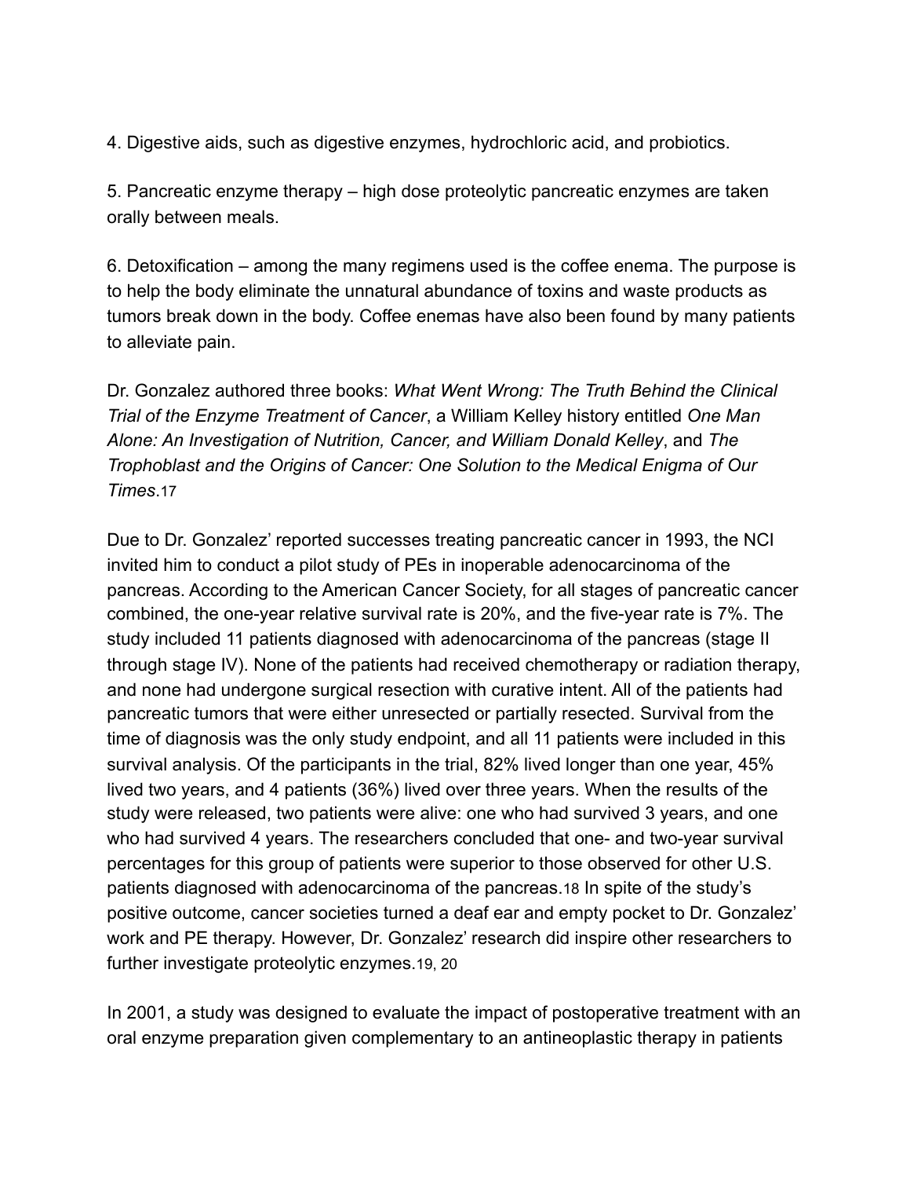4. Digestive aids, such as digestive enzymes, hydrochloric acid, and probiotics.

5. Pancreatic enzyme therapy – high dose proteolytic pancreatic enzymes are taken orally between meals.

6. Detoxification – among the many regimens used is the coffee enema. The purpose is to help the body eliminate the unnatural abundance of toxins and waste products as tumors break down in the body. Coffee enemas have also been found by many patients to alleviate pain.

Dr. Gonzalez authored three books: *What Went Wrong: The Truth Behind the Clinical Trial of the Enzyme Treatment of Cancer*, a William Kelley history entitled *One Man Alone: An Investigation of Nutrition, Cancer, and William Donald Kelley*, and *The Trophoblast and the Origins of Cancer: One Solution to the Medical Enigma of Our Times*.[17]

Due to Dr. Gonzalez' reported successes treating pancreatic cancer in 1993, the NCI invited him to conduct a pilot study of PEs in inoperable adenocarcinoma of the pancreas. According to the American Cancer Society, for all stages of pancreatic cancer combined, the one-year relative survival rate is 20%, and the five-year rate is 7%. The study included 11 patients diagnosed with adenocarcinoma of the pancreas (stage II through stage IV). None of the patients had received chemotherapy or radiation therapy, and none had undergone surgical resection with curative intent. All of the patients had pancreatic tumors that were either unresected or partially resected. Survival from the time of diagnosis was the only study endpoint, and all 11 patients were included in this survival analysis. Of the participants in the trial, 82% lived longer than one year, 45% lived two years, and 4 patients (36%) lived over three years. When the results of the study were released, two patients were alive: one who had survived 3 years, and one who had survived 4 years. The researchers concluded that one- and two-year survival percentages for this group of patients were superior to those observed for other U.S. patients diagnosed with adenocarcinoma of the pancreas.[18] In spite of the study's positive outcome, cancer societies turned a deaf ear and empty pocket to Dr. Gonzalez' work and PE therapy. However, Dr. Gonzalez' research did inspire other researchers to further investigate proteolytic enzymes.[19, 20]

In 2001, a study was designed to evaluate the impact of postoperative treatment with an oral enzyme preparation given complementary to an antineoplastic therapy in patients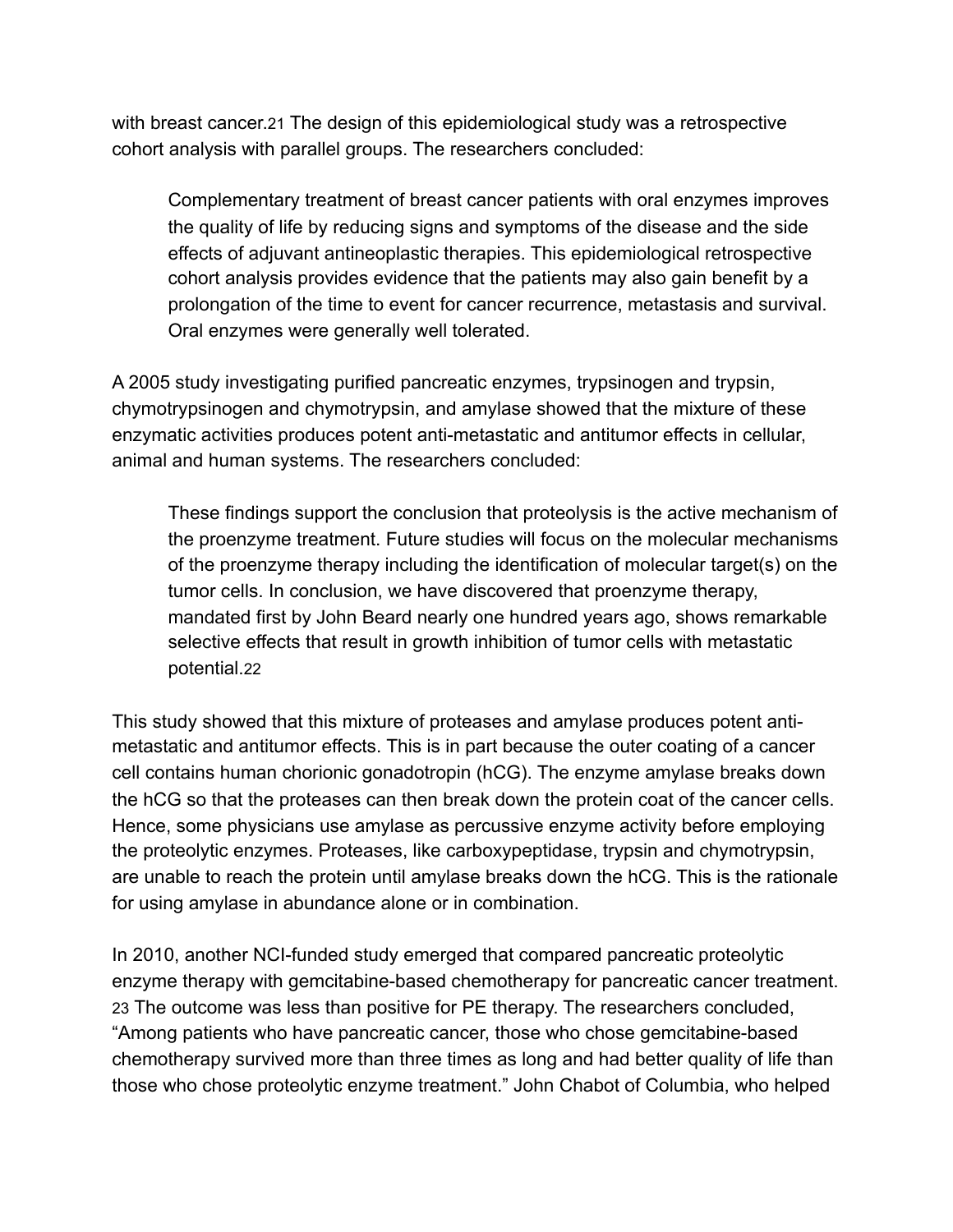with breast cancer.[21] The design of this epidemiological study was a retrospective cohort analysis with parallel groups. The researchers concluded:

> Complementary treatment of breast cancer patients with oral enzymes improves the quality of life by reducing signs and symptoms of the disease and the side effects of adjuvant antineoplastic therapies. This epidemiological retrospective cohort analysis provides evidence that the patients may also gain benefit by a prolongation of the time to event for cancer recurrence, metastasis and survival. Oral enzymes were generally well tolerated.

A 2005 study investigating purified pancreatic enzymes, trypsinogen and trypsin, chymotrypsinogen and chymotrypsin, and amylase showed that the mixture of these enzymatic activities produces potent anti-metastatic and antitumor effects in cellular, animal and human systems. The researchers concluded:

> These findings support the conclusion that proteolysis is the active mechanism of the proenzyme treatment. Future studies will focus on the molecular mechanisms of the proenzyme therapy including the identification of molecular target(s) on the tumor cells. In conclusion, we have discovered that proenzyme therapy, mandated first by John Beard nearly one hundred years ago, shows remarkable selective effects that result in growth inhibition of tumor cells with metastatic potential.[22]

This study showed that this mixture of proteases and amylase produces potent anti-metastatic and antitumor effects. This is in part because the outer coating of a cancer cell contains human chorionic gonadotropin (hCG). The enzyme amylase breaks down the hCG so that the proteases can then break down the protein coat of the cancer cells. Hence, some physicians use amylase as percussive enzyme activity before employing the proteolytic enzymes. Proteases, like carboxypeptidase, trypsin and chymotrypsin, are unable to reach the protein until amylase breaks down the hCG. This is the rationale for using amylase in abundance alone or in combination.

In 2010, another NCI-funded study emerged that compared pancreatic proteolytic enzyme therapy with gemcitabine-based chemotherapy for pancreatic cancer treatment.[23] The outcome was less than positive for PE therapy. The researchers concluded, "Among patients who have pancreatic cancer, those who chose gemcitabine-based chemotherapy survived more than three times as long and had better quality of life than those who chose proteolytic enzyme treatment." John Chabot of Columbia, who helped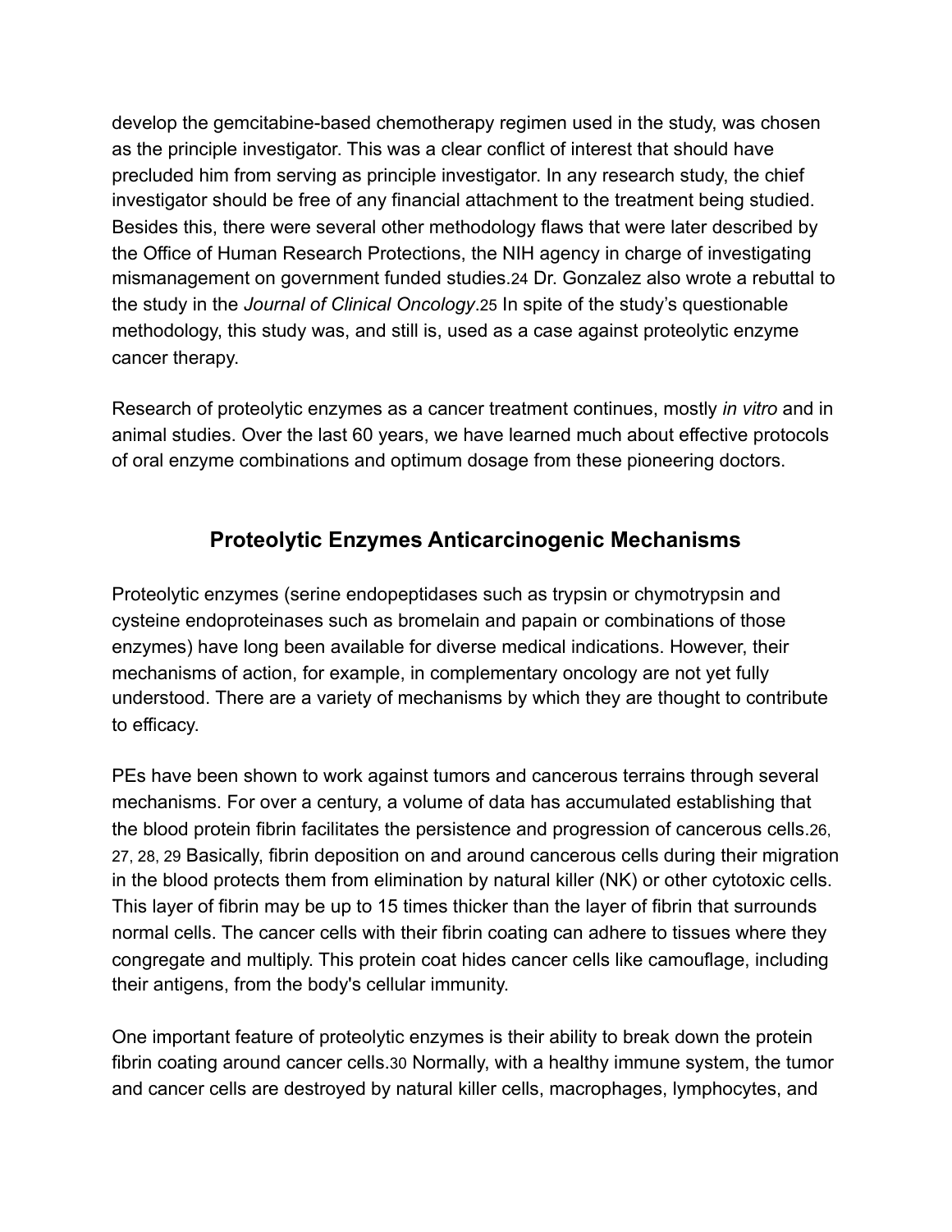develop the gemcitabine-based chemotherapy regimen used in the study, was chosen as the principle investigator. This was a clear conflict of interest that should have precluded him from serving as principle investigator. In any research study, the chief investigator should be free of any financial attachment to the treatment being studied. Besides this, there were several other methodology flaws that were later described by the Office of Human Research Protections, the NIH agency in charge of investigating mismanagement on government funded studies.[24] Dr. Gonzalez also wrote a rebuttal to the study in the *Journal of Clinical Oncology*.[25] In spite of the study's questionable methodology, this study was, and still is, used as a case against proteolytic enzyme cancer therapy.

Research of proteolytic enzymes as a cancer treatment continues, mostly *in vitro* and in animal studies. Over the last 60 years, we have learned much about effective protocols of oral enzyme combinations and optimum dosage from these pioneering doctors.

## Proteolytic Enzymes Anticarcinogenic Mechanisms

Proteolytic enzymes (serine endopeptidases such as trypsin or chymotrypsin and cysteine endoproteinases such as bromelain and papain or combinations of those enzymes) have long been available for diverse medical indications. However, their mechanisms of action, for example, in complementary oncology are not yet fully understood. There are a variety of mechanisms by which they are thought to contribute to efficacy.

PEs have been shown to work against tumors and cancerous terrains through several mechanisms. For over a century, a volume of data has accumulated establishing that the blood protein fibrin facilitates the persistence and progression of cancerous cells.[26, 27, 28, 29] Basically, fibrin deposition on and around cancerous cells during their migration in the blood protects them from elimination by natural killer (NK) or other cytotoxic cells. This layer of fibrin may be up to 15 times thicker than the layer of fibrin that surrounds normal cells. The cancer cells with their fibrin coating can adhere to tissues where they congregate and multiply. This protein coat hides cancer cells like camouflage, including their antigens, from the body's cellular immunity.

One important feature of proteolytic enzymes is their ability to break down the protein fibrin coating around cancer cells.[30] Normally, with a healthy immune system, the tumor and cancer cells are destroyed by natural killer cells, macrophages, lymphocytes, and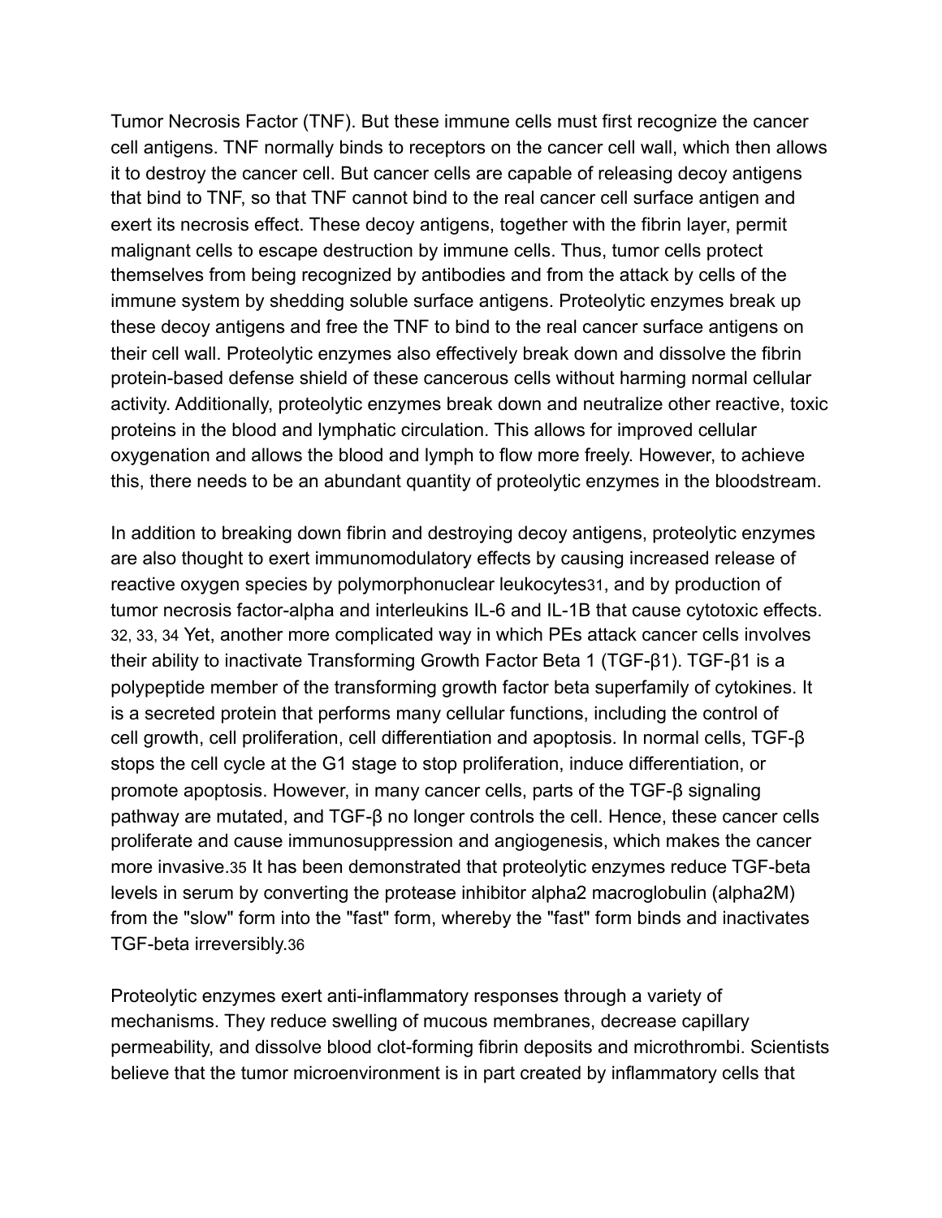Tumor Necrosis Factor (TNF). But these immune cells must first recognize the cancer cell antigens. TNF normally binds to receptors on the cancer cell wall, which then allows it to destroy the cancer cell. But cancer cells are capable of releasing decoy antigens that bind to TNF, so that TNF cannot bind to the real cancer cell surface antigen and exert its necrosis effect. These decoy antigens, together with the fibrin layer, permit malignant cells to escape destruction by immune cells. Thus, tumor cells protect themselves from being recognized by antibodies and from the attack by cells of the immune system by shedding soluble surface antigens. Proteolytic enzymes break up these decoy antigens and free the TNF to bind to the real cancer surface antigens on their cell wall. Proteolytic enzymes also effectively break down and dissolve the fibrin protein-based defense shield of these cancerous cells without harming normal cellular activity. Additionally, proteolytic enzymes break down and neutralize other reactive, toxic proteins in the blood and lymphatic circulation. This allows for improved cellular oxygenation and allows the blood and lymph to flow more freely. However, to achieve this, there needs to be an abundant quantity of proteolytic enzymes in the bloodstream.

In addition to breaking down fibrin and destroying decoy antigens, proteolytic enzymes are also thought to exert immunomodulatory effects by causing increased release of reactive oxygen species by polymorphonuclear leukocytes[31], and by production of tumor necrosis factor-alpha and interleukins IL-6 and IL-1B that cause cytotoxic effects.[32, 33, 34] Yet, another more complicated way in which PEs attack cancer cells involves their ability to inactivate Transforming Growth Factor Beta 1 (TGF-β1). TGF-β1 is a polypeptide member of the transforming growth factor beta superfamily of cytokines. It is a secreted protein that performs many cellular functions, including the control of cell growth, cell proliferation, cell differentiation and apoptosis. In normal cells, TGF-β stops the cell cycle at the G1 stage to stop proliferation, induce differentiation, or promote apoptosis. However, in many cancer cells, parts of the TGF-β signaling pathway are mutated, and TGF-β no longer controls the cell. Hence, these cancer cells proliferate and cause immunosuppression and angiogenesis, which makes the cancer more invasive.[35] It has been demonstrated that proteolytic enzymes reduce TGF-beta levels in serum by converting the protease inhibitor alpha2 macroglobulin (alpha2M) from the "slow" form into the "fast" form, whereby the "fast" form binds and inactivates TGF-beta irreversibly.[36]

Proteolytic enzymes exert anti-inflammatory responses through a variety of mechanisms. They reduce swelling of mucous membranes, decrease capillary permeability, and dissolve blood clot-forming fibrin deposits and microthrombi. Scientists believe that the tumor microenvironment is in part created by inflammatory cells that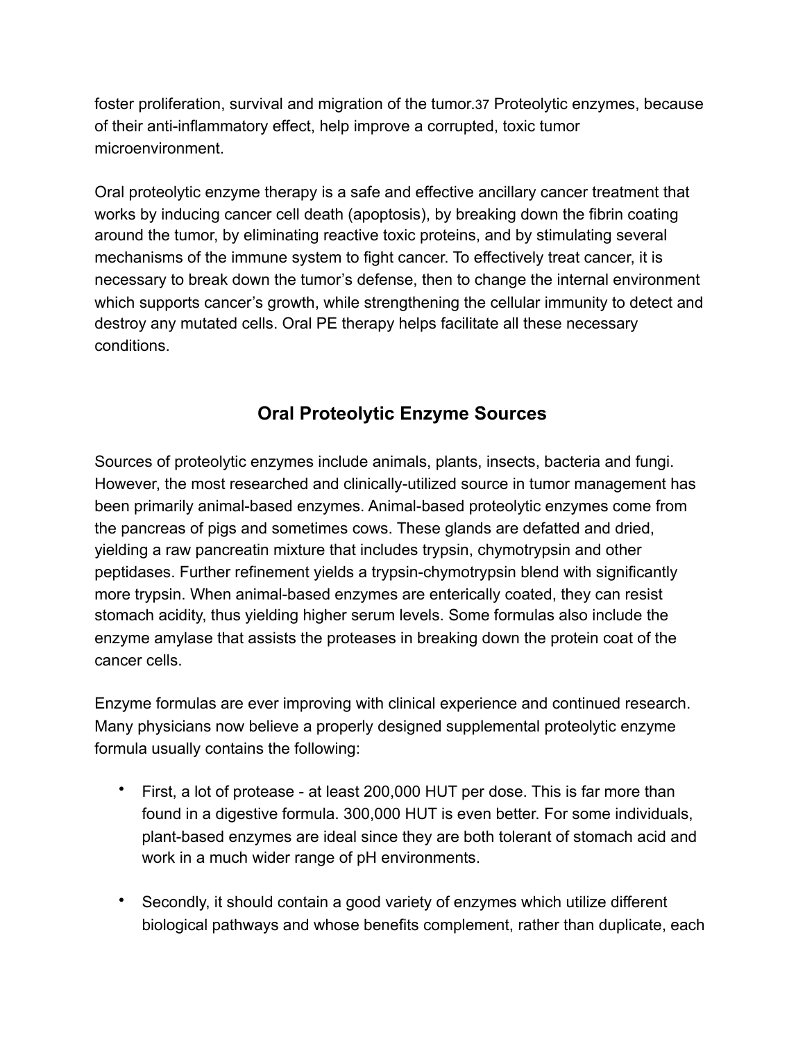foster proliferation, survival and migration of the tumor.[37] Proteolytic enzymes, because of their anti-inflammatory effect, help improve a corrupted, toxic tumor microenvironment.

Oral proteolytic enzyme therapy is a safe and effective ancillary cancer treatment that works by inducing cancer cell death (apoptosis), by breaking down the fibrin coating around the tumor, by eliminating reactive toxic proteins, and by stimulating several mechanisms of the immune system to fight cancer. To effectively treat cancer, it is necessary to break down the tumor's defense, then to change the internal environment which supports cancer's growth, while strengthening the cellular immunity to detect and destroy any mutated cells. Oral PE therapy helps facilitate all these necessary conditions.

## Oral Proteolytic Enzyme Sources

Sources of proteolytic enzymes include animals, plants, insects, bacteria and fungi. However, the most researched and clinically-utilized source in tumor management has been primarily animal-based enzymes. Animal-based proteolytic enzymes come from the pancreas of pigs and sometimes cows. These glands are defatted and dried, yielding a raw pancreatin mixture that includes trypsin, chymotrypsin and other peptidases. Further refinement yields a trypsin-chymotrypsin blend with significantly more trypsin. When animal-based enzymes are enterically coated, they can resist stomach acidity, thus yielding higher serum levels. Some formulas also include the enzyme amylase that assists the proteases in breaking down the protein coat of the cancer cells.

Enzyme formulas are ever improving with clinical experience and continued research. Many physicians now believe a properly designed supplemental proteolytic enzyme formula usually contains the following:

- First, a lot of protease - at least 200,000 HUT per dose. This is far more than found in a digestive formula. 300,000 HUT is even better. For some individuals, plant-based enzymes are ideal since they are both tolerant of stomach acid and work in a much wider range of pH environments.
- Secondly, it should contain a good variety of enzymes which utilize different biological pathways and whose benefits complement, rather than duplicate, each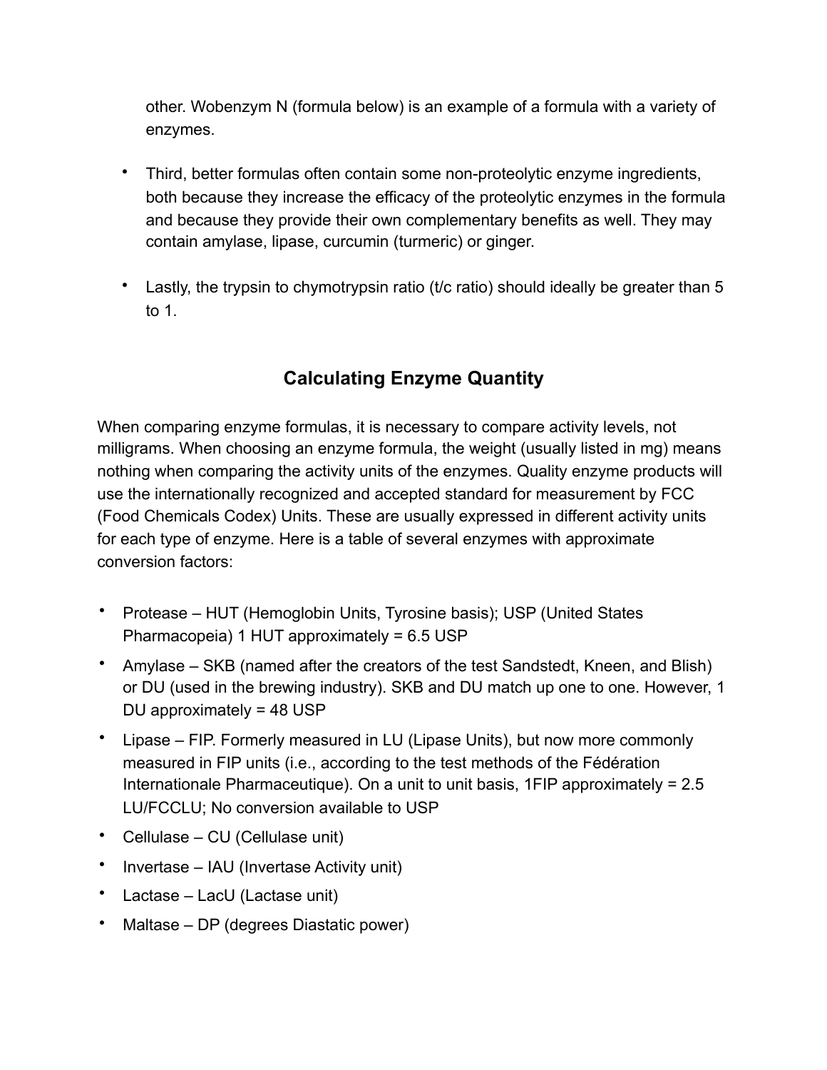other. Wobenzym N (formula below) is an example of a formula with a variety of enzymes.

- Third, better formulas often contain some non-proteolytic enzyme ingredients, both because they increase the efficacy of the proteolytic enzymes in the formula and because they provide their own complementary benefits as well. They may contain amylase, lipase, curcumin (turmeric) or ginger.

- Lastly, the trypsin to chymotrypsin ratio (t/c ratio) should ideally be greater than 5 to 1.

## Calculating Enzyme Quantity

When comparing enzyme formulas, it is necessary to compare activity levels, not milligrams. When choosing an enzyme formula, the weight (usually listed in mg) means nothing when comparing the activity units of the enzymes. Quality enzyme products will use the internationally recognized and accepted standard for measurement by FCC (Food Chemicals Codex) Units. These are usually expressed in different activity units for each type of enzyme. Here is a table of several enzymes with approximate conversion factors:

- Protease – HUT (Hemoglobin Units, Tyrosine basis); USP (United States Pharmacopeia) 1 HUT approximately = 6.5 USP
- Amylase – SKB (named after the creators of the test Sandstedt, Kneen, and Blish) or DU (used in the brewing industry). SKB and DU match up one to one. However, 1 DU approximately = 48 USP
- Lipase – FIP. Formerly measured in LU (Lipase Units), but now more commonly measured in FIP units (i.e., according to the test methods of the Fédération Internationale Pharmaceutique). On a unit to unit basis, 1FIP approximately = 2.5 LU/FCCLU; No conversion available to USP
- Cellulase – CU (Cellulase unit)
- Invertase – IAU (Invertase Activity unit)
- Lactase – LacU (Lactase unit)
- Maltase – DP (degrees Diastatic power)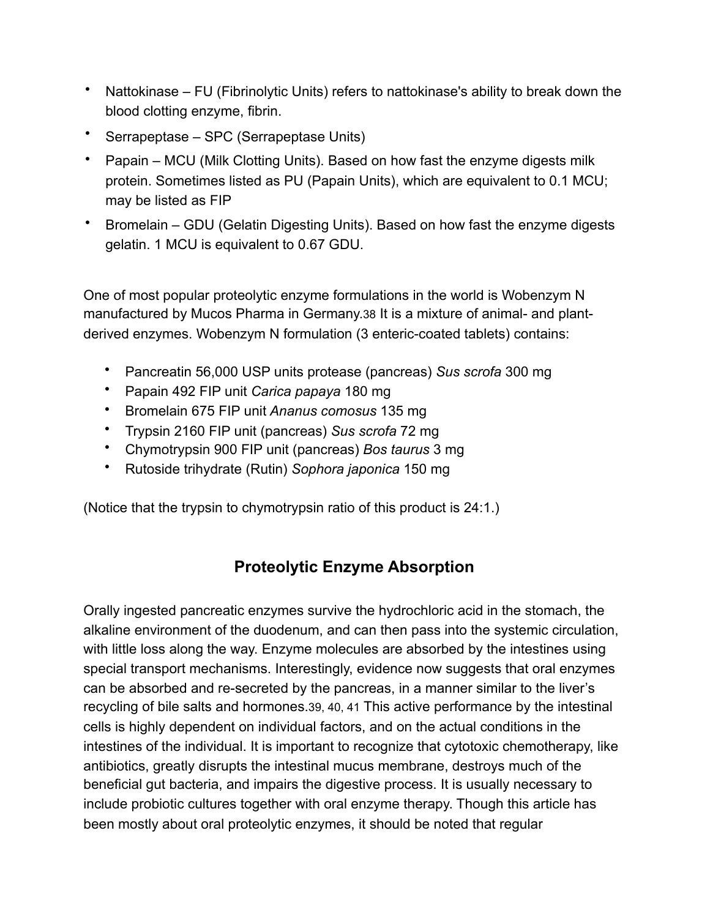- Nattokinase – FU (Fibrinolytic Units) refers to nattokinase's ability to break down the blood clotting enzyme, fibrin.
- Serrapeptase – SPC (Serrapeptase Units)
- Papain – MCU (Milk Clotting Units). Based on how fast the enzyme digests milk protein. Sometimes listed as PU (Papain Units), which are equivalent to 0.1 MCU; may be listed as FIP
- Bromelain – GDU (Gelatin Digesting Units). Based on how fast the enzyme digests gelatin. 1 MCU is equivalent to 0.67 GDU.

One of most popular proteolytic enzyme formulations in the world is Wobenzym N manufactured by Mucos Pharma in Germany.[38] It is a mixture of animal- and plant-derived enzymes. Wobenzym N formulation (3 enteric-coated tablets) contains:

- Pancreatin 56,000 USP units protease (pancreas) *Sus scrofa* 300 mg
- Papain 492 FIP unit *Carica papaya* 180 mg
- Bromelain 675 FIP unit *Ananus comosus* 135 mg
- Trypsin 2160 FIP unit (pancreas) *Sus scrofa* 72 mg
- Chymotrypsin 900 FIP unit (pancreas) *Bos taurus* 3 mg
- Rutoside trihydrate (Rutin) *Sophora japonica* 150 mg

(Notice that the trypsin to chymotrypsin ratio of this product is 24:1.)

## Proteolytic Enzyme Absorption

Orally ingested pancreatic enzymes survive the hydrochloric acid in the stomach, the alkaline environment of the duodenum, and can then pass into the systemic circulation, with little loss along the way. Enzyme molecules are absorbed by the intestines using special transport mechanisms. Interestingly, evidence now suggests that oral enzymes can be absorbed and re-secreted by the pancreas, in a manner similar to the liver's recycling of bile salts and hormones.[39, 40, 41] This active performance by the intestinal cells is highly dependent on individual factors, and on the actual conditions in the intestines of the individual. It is important to recognize that cytotoxic chemotherapy, like antibiotics, greatly disrupts the intestinal mucus membrane, destroys much of the beneficial gut bacteria, and impairs the digestive process. It is usually necessary to include probiotic cultures together with oral enzyme therapy. Though this article has been mostly about oral proteolytic enzymes, it should be noted that regular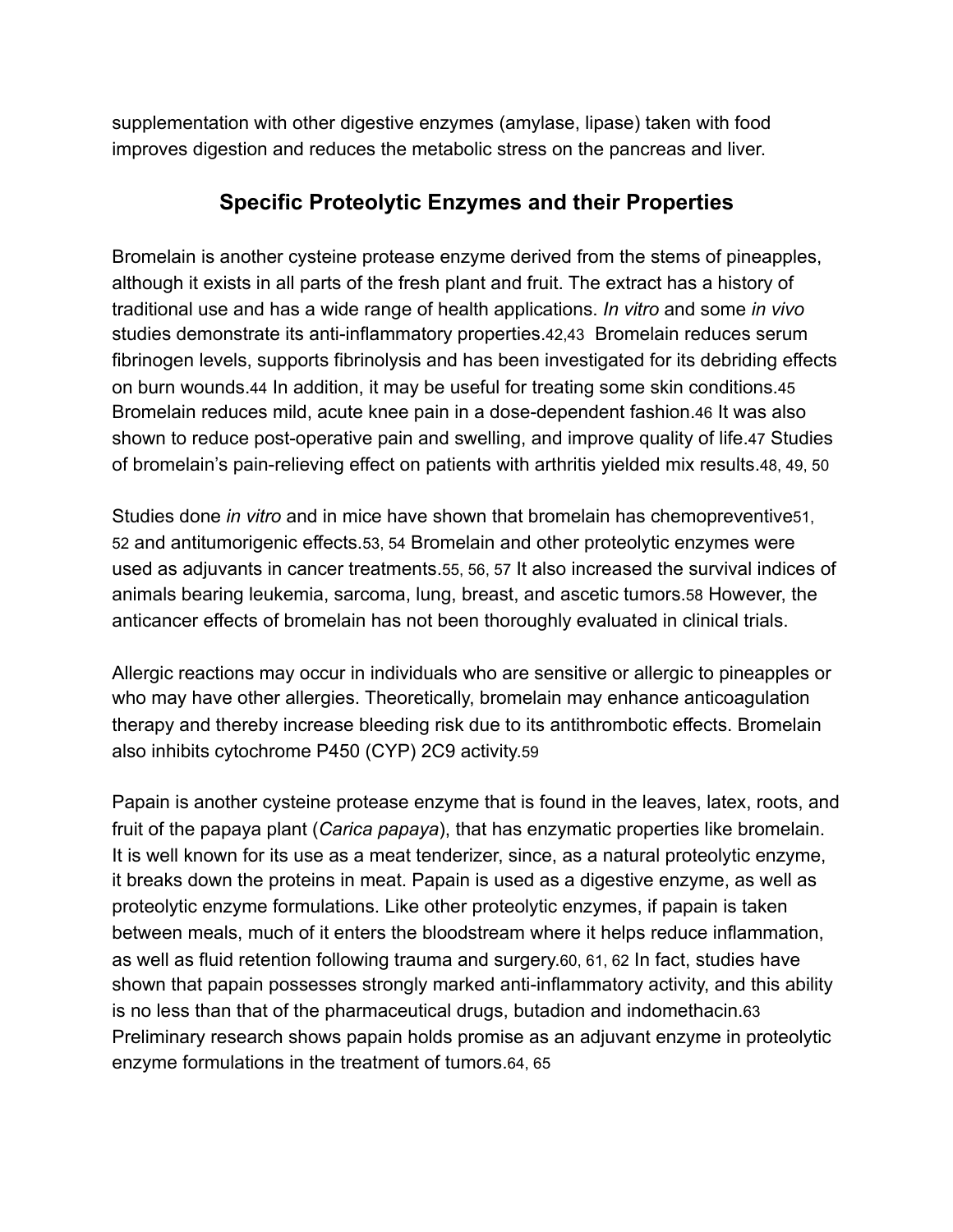supplementation with other digestive enzymes (amylase, lipase) taken with food improves digestion and reduces the metabolic stress on the pancreas and liver.

## Specific Proteolytic Enzymes and their Properties

Bromelain is another cysteine protease enzyme derived from the stems of pineapples, although it exists in all parts of the fresh plant and fruit. The extract has a history of traditional use and has a wide range of health applications. *In vitro* and some *in vivo* studies demonstrate its anti-inflammatory properties.[42,43] Bromelain reduces serum fibrinogen levels, supports fibrinolysis and has been investigated for its debriding effects on burn wounds.[44] In addition, it may be useful for treating some skin conditions.[45] Bromelain reduces mild, acute knee pain in a dose-dependent fashion.[46] It was also shown to reduce post-operative pain and swelling, and improve quality of life.[47] Studies of bromelain's pain-relieving effect on patients with arthritis yielded mix results.[48, 49, 50]

Studies done *in vitro* and in mice have shown that bromelain has chemopreventive[51, 52] and antitumorigenic effects.[53, 54] Bromelain and other proteolytic enzymes were used as adjuvants in cancer treatments.[55, 56, 57] It also increased the survival indices of animals bearing leukemia, sarcoma, lung, breast, and ascetic tumors.[58] However, the anticancer effects of bromelain has not been thoroughly evaluated in clinical trials.

Allergic reactions may occur in individuals who are sensitive or allergic to pineapples or who may have other allergies. Theoretically, bromelain may enhance anticoagulation therapy and thereby increase bleeding risk due to its antithrombotic effects. Bromelain also inhibits cytochrome P450 (CYP) 2C9 activity.[59]

Papain is another cysteine protease enzyme that is found in the leaves, latex, roots, and fruit of the papaya plant (*Carica papaya*), that has enzymatic properties like bromelain. It is well known for its use as a meat tenderizer, since, as a natural proteolytic enzyme, it breaks down the proteins in meat. Papain is used as a digestive enzyme, as well as proteolytic enzyme formulations. Like other proteolytic enzymes, if papain is taken between meals, much of it enters the bloodstream where it helps reduce inflammation, as well as fluid retention following trauma and surgery.[60, 61, 62] In fact, studies have shown that papain possesses strongly marked anti-inflammatory activity, and this ability is no less than that of the pharmaceutical drugs, butadion and indomethacin.[63] Preliminary research shows papain holds promise as an adjuvant enzyme in proteolytic enzyme formulations in the treatment of tumors.[64, 65]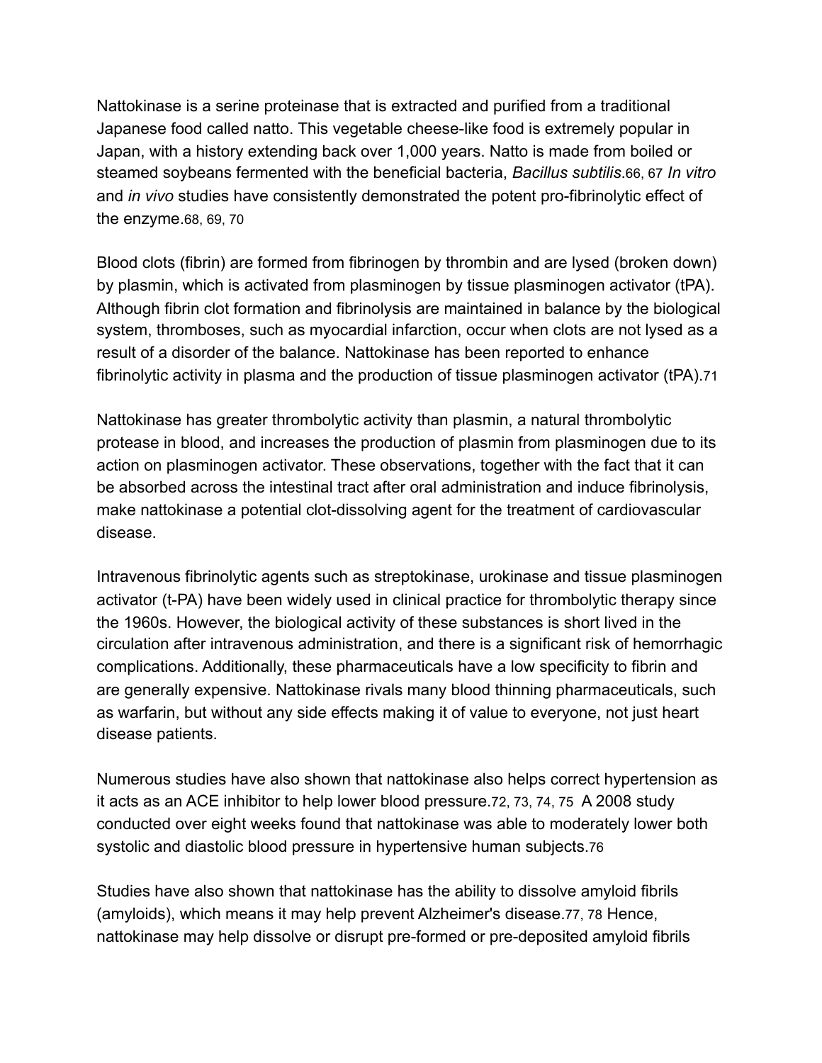Nattokinase is a serine proteinase that is extracted and purified from a traditional Japanese food called natto. This vegetable cheese-like food is extremely popular in Japan, with a history extending back over 1,000 years. Natto is made from boiled or steamed soybeans fermented with the beneficial bacteria, *Bacillus subtilis*.[66, 67] *In vitro* and *in vivo* studies have consistently demonstrated the potent pro-fibrinolytic effect of the enzyme.[68, 69, 70]

Blood clots (fibrin) are formed from fibrinogen by thrombin and are lysed (broken down) by plasmin, which is activated from plasminogen by tissue plasminogen activator (tPA). Although fibrin clot formation and fibrinolysis are maintained in balance by the biological system, thromboses, such as myocardial infarction, occur when clots are not lysed as a result of a disorder of the balance. Nattokinase has been reported to enhance fibrinolytic activity in plasma and the production of tissue plasminogen activator (tPA).[71]

Nattokinase has greater thrombolytic activity than plasmin, a natural thrombolytic protease in blood, and increases the production of plasmin from plasminogen due to its action on plasminogen activator. These observations, together with the fact that it can be absorbed across the intestinal tract after oral administration and induce fibrinolysis, make nattokinase a potential clot-dissolving agent for the treatment of cardiovascular disease.

Intravenous fibrinolytic agents such as streptokinase, urokinase and tissue plasminogen activator (t-PA) have been widely used in clinical practice for thrombolytic therapy since the 1960s. However, the biological activity of these substances is short lived in the circulation after intravenous administration, and there is a significant risk of hemorrhagic complications. Additionally, these pharmaceuticals have a low specificity to fibrin and are generally expensive. Nattokinase rivals many blood thinning pharmaceuticals, such as warfarin, but without any side effects making it of value to everyone, not just heart disease patients.

Numerous studies have also shown that nattokinase also helps correct hypertension as it acts as an ACE inhibitor to help lower blood pressure.[72, 73, 74, 75] A 2008 study conducted over eight weeks found that nattokinase was able to moderately lower both systolic and diastolic blood pressure in hypertensive human subjects.[76]

Studies have also shown that nattokinase has the ability to dissolve amyloid fibrils (amyloids), which means it may help prevent Alzheimer's disease.[77, 78] Hence, nattokinase may help dissolve or disrupt pre-formed or pre-deposited amyloid fibrils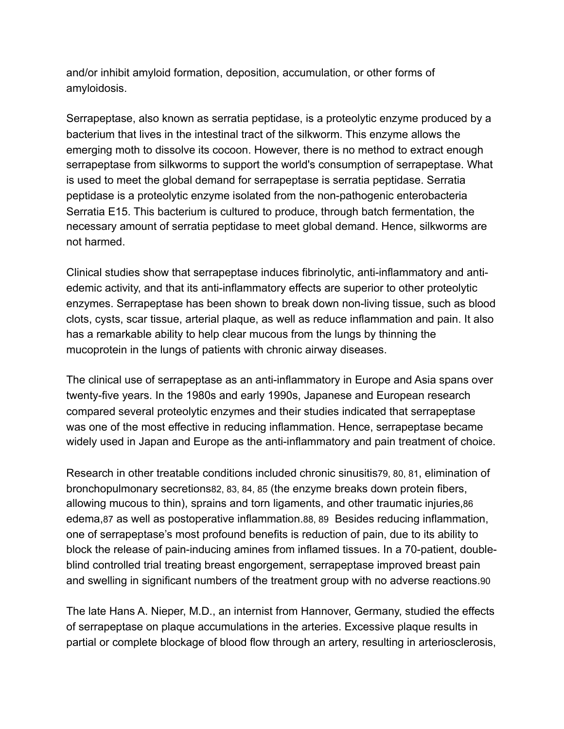and/or inhibit amyloid formation, deposition, accumulation, or other forms of amyloidosis.

Serrapeptase, also known as serratia peptidase, is a proteolytic enzyme produced by a bacterium that lives in the intestinal tract of the silkworm. This enzyme allows the emerging moth to dissolve its cocoon. However, there is no method to extract enough serrapeptase from silkworms to support the world's consumption of serrapeptase. What is used to meet the global demand for serrapeptase is serratia peptidase. Serratia peptidase is a proteolytic enzyme isolated from the non-pathogenic enterobacteria Serratia E15. This bacterium is cultured to produce, through batch fermentation, the necessary amount of serratia peptidase to meet global demand. Hence, silkworms are not harmed.

Clinical studies show that serrapeptase induces fibrinolytic, anti-inflammatory and anti-edemic activity, and that its anti-inflammatory effects are superior to other proteolytic enzymes. Serrapeptase has been shown to break down non-living tissue, such as blood clots, cysts, scar tissue, arterial plaque, as well as reduce inflammation and pain. It also has a remarkable ability to help clear mucous from the lungs by thinning the mucoprotein in the lungs of patients with chronic airway diseases.

The clinical use of serrapeptase as an anti-inflammatory in Europe and Asia spans over twenty-five years. In the 1980s and early 1990s, Japanese and European research compared several proteolytic enzymes and their studies indicated that serrapeptase was one of the most effective in reducing inflammation. Hence, serrapeptase became widely used in Japan and Europe as the anti-inflammatory and pain treatment of choice.

Research in other treatable conditions included chronic sinusitis[79, 80, 81], elimination of bronchopulmonary secretions[82, 83, 84, 85] (the enzyme breaks down protein fibers, allowing mucous to thin), sprains and torn ligaments, and other traumatic injuries,[86] edema,[87] as well as postoperative inflammation.[88, 89] Besides reducing inflammation, one of serrapeptase's most profound benefits is reduction of pain, due to its ability to block the release of pain-inducing amines from inflamed tissues. In a 70-patient, double-blind controlled trial treating breast engorgement, serrapeptase improved breast pain and swelling in significant numbers of the treatment group with no adverse reactions.[90]

The late Hans A. Nieper, M.D., an internist from Hannover, Germany, studied the effects of serrapeptase on plaque accumulations in the arteries. Excessive plaque results in partial or complete blockage of blood flow through an artery, resulting in arteriosclerosis,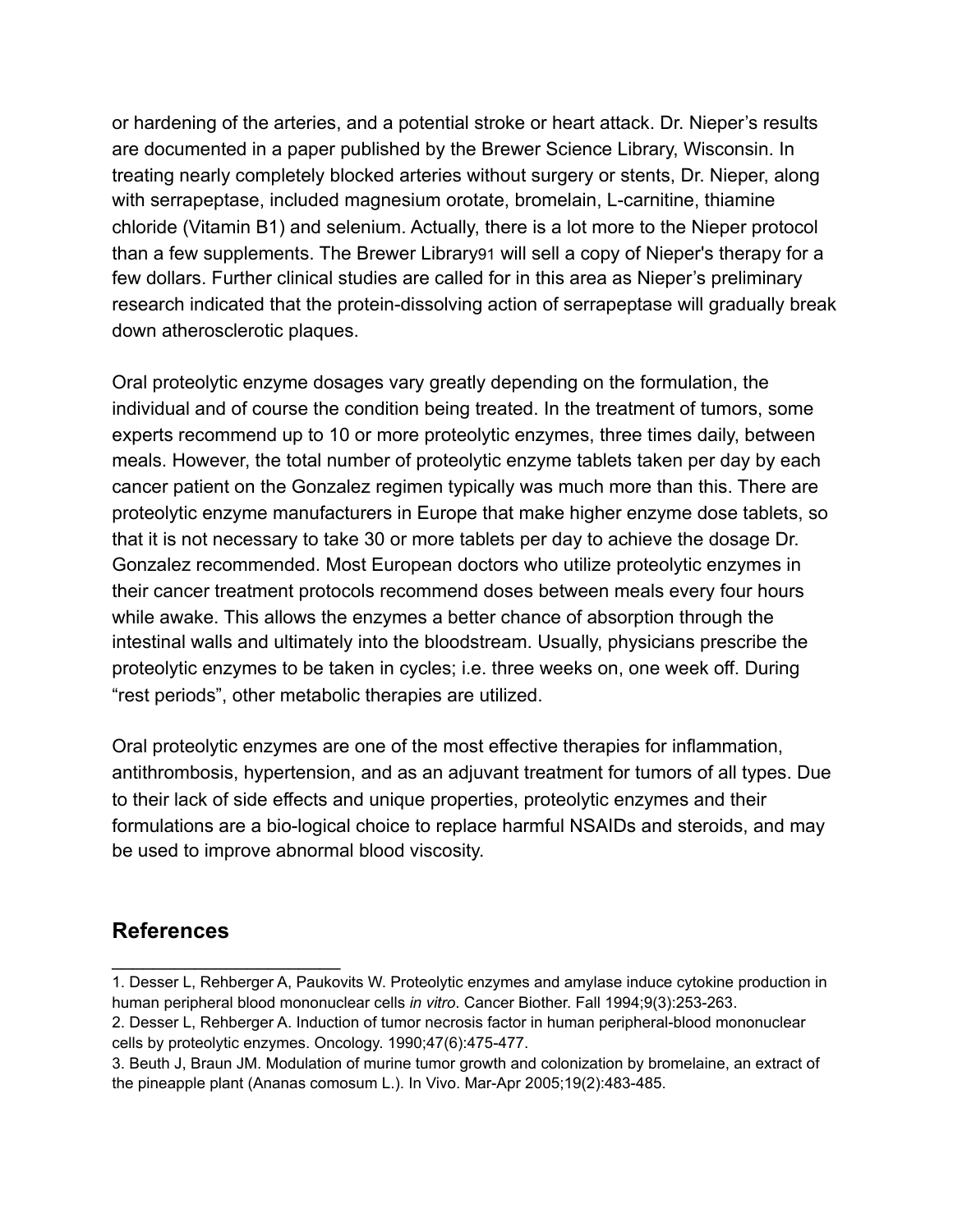or hardening of the arteries, and a potential stroke or heart attack. Dr. Nieper's results are documented in a paper published by the Brewer Science Library, Wisconsin. In treating nearly completely blocked arteries without surgery or stents, Dr. Nieper, along with serrapeptase, included magnesium orotate, bromelain, L-carnitine, thiamine chloride (Vitamin B1) and selenium. Actually, there is a lot more to the Nieper protocol than a few supplements. The Brewer Library[91] will sell a copy of Nieper's therapy for a few dollars. Further clinical studies are called for in this area as Nieper's preliminary research indicated that the protein-dissolving action of serrapeptase will gradually break down atherosclerotic plaques.

Oral proteolytic enzyme dosages vary greatly depending on the formulation, the individual and of course the condition being treated. In the treatment of tumors, some experts recommend up to 10 or more proteolytic enzymes, three times daily, between meals. However, the total number of proteolytic enzyme tablets taken per day by each cancer patient on the Gonzalez regimen typically was much more than this. There are proteolytic enzyme manufacturers in Europe that make higher enzyme dose tablets, so that it is not necessary to take 30 or more tablets per day to achieve the dosage Dr. Gonzalez recommended. Most European doctors who utilize proteolytic enzymes in their cancer treatment protocols recommend doses between meals every four hours while awake. This allows the enzymes a better chance of absorption through the intestinal walls and ultimately into the bloodstream. Usually, physicians prescribe the proteolytic enzymes to be taken in cycles; i.e. three weeks on, one week off. During "rest periods", other metabolic therapies are utilized.

Oral proteolytic enzymes are one of the most effective therapies for inflammation, antithrombosis, hypertension, and as an adjuvant treatment for tumors of all types. Due to their lack of side effects and unique properties, proteolytic enzymes and their formulations are a bio-logical choice to replace harmful NSAIDs and steroids, and may be used to improve abnormal blood viscosity.

## References

1. Desser L, Rehberger A, Paukovits W. Proteolytic enzymes and amylase induce cytokine production in human peripheral blood mononuclear cells *in vitro*. Cancer Biother. Fall 1994;9(3):253-263.
2. Desser L, Rehberger A. Induction of tumor necrosis factor in human peripheral-blood mononuclear cells by proteolytic enzymes. Oncology. 1990;47(6):475-477.
3. Beuth J, Braun JM. Modulation of murine tumor growth and colonization by bromelaine, an extract of the pineapple plant (Ananas comosum L.). In Vivo. Mar-Apr 2005;19(2):483-485.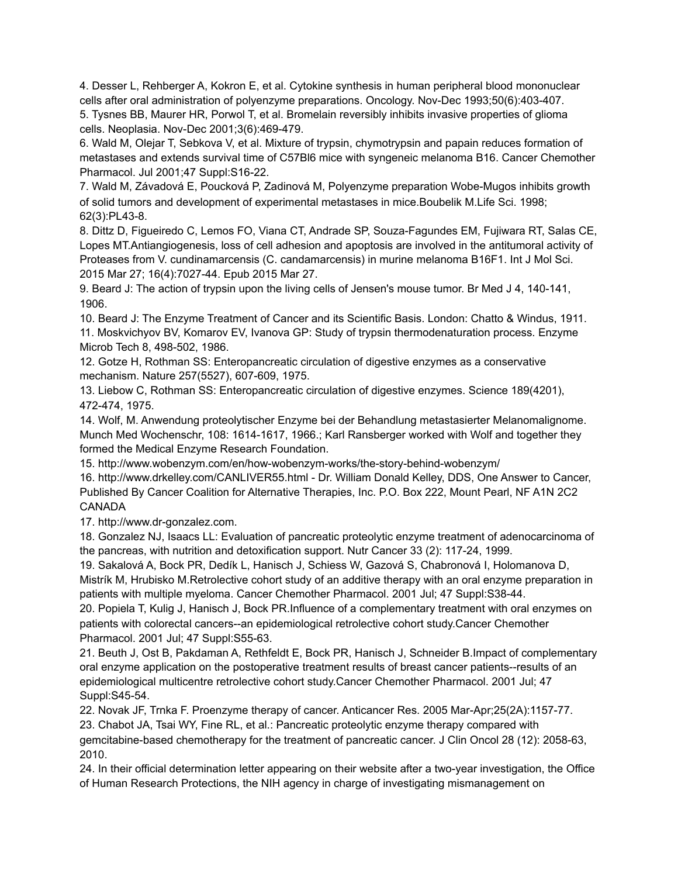4. Desser L, Rehberger A, Kokron E, et al. Cytokine synthesis in human peripheral blood mononuclear cells after oral administration of polyenzyme preparations. Oncology. Nov-Dec 1993;50(6):403-407.
5. Tysnes BB, Maurer HR, Porwol T, et al. Bromelain reversibly inhibits invasive properties of glioma cells. Neoplasia. Nov-Dec 2001;3(6):469-479.
6. Wald M, Olejar T, Sebkova V, et al. Mixture of trypsin, chymotrypsin and papain reduces formation of metastases and extends survival time of C57Bl6 mice with syngeneic melanoma B16. Cancer Chemother Pharmacol. Jul 2001;47 Suppl:S16-22.
7. Wald M, Závadová E, Poucková P, Zadinová M, Polyenzyme preparation Wobe-Mugos inhibits growth of solid tumors and development of experimental metastases in mice.Boubelik M.Life Sci. 1998; 62(3):PL43-8.
8. Dittz D, Figueiredo C, Lemos FO, Viana CT, Andrade SP, Souza-Fagundes EM, Fujiwara RT, Salas CE, Lopes MT.Antiangiogenesis, loss of cell adhesion and apoptosis are involved in the antitumoral activity of Proteases from V. cundinamarcensis (C. candamarcensis) in murine melanoma B16F1. Int J Mol Sci. 2015 Mar 27; 16(4):7027-44. Epub 2015 Mar 27.
9. Beard J: The action of trypsin upon the living cells of Jensen's mouse tumor. Br Med J 4, 140-141, 1906.
10. Beard J: The Enzyme Treatment of Cancer and its Scientific Basis. London: Chatto & Windus, 1911.
11. Moskvichyov BV, Komarov EV, Ivanova GP: Study of trypsin thermodenaturation process. Enzyme Microb Tech 8, 498-502, 1986.
12. Gotze H, Rothman SS: Enteropancreatic circulation of digestive enzymes as a conservative mechanism. Nature 257(5527), 607-609, 1975.
13. Liebow C, Rothman SS: Enteropancreatic circulation of digestive enzymes. Science 189(4201), 472-474, 1975.
14. Wolf, M. Anwendung proteolytischer Enzyme bei der Behandlung metastasierter Melanomalignome. Munch Med Wochenschr, 108: 1614-1617, 1966.; Karl Ransberger worked with Wolf and together they formed the Medical Enzyme Research Foundation.
15. http://www.wobenzym.com/en/how-wobenzym-works/the-story-behind-wobenzym/
16. http://www.drkelley.com/CANLIVER55.html - Dr. William Donald Kelley, DDS, One Answer to Cancer, Published By Cancer Coalition for Alternative Therapies, Inc. P.O. Box 222, Mount Pearl, NF A1N 2C2 CANADA
17. http://www.dr-gonzalez.com.
18. Gonzalez NJ, Isaacs LL: Evaluation of pancreatic proteolytic enzyme treatment of adenocarcinoma of the pancreas, with nutrition and detoxification support. Nutr Cancer 33 (2): 117-24, 1999.
19. Sakalová A, Bock PR, Dedík L, Hanisch J, Schiess W, Gazová S, Chabronová I, Holomanova D, Mistrík M, Hrubisko M.Retrolective cohort study of an additive therapy with an oral enzyme preparation in patients with multiple myeloma. Cancer Chemother Pharmacol. 2001 Jul; 47 Suppl:S38-44.
20. Popiela T, Kulig J, Hanisch J, Bock PR.Influence of a complementary treatment with oral enzymes on patients with colorectal cancers--an epidemiological retrolective cohort study.Cancer Chemother Pharmacol. 2001 Jul; 47 Suppl:S55-63.
21. Beuth J, Ost B, Pakdaman A, Rethfeldt E, Bock PR, Hanisch J, Schneider B.Impact of complementary oral enzyme application on the postoperative treatment results of breast cancer patients--results of an epidemiological multicentre retrolective cohort study.Cancer Chemother Pharmacol. 2001 Jul; 47 Suppl:S45-54.
22. Novak JF, Trnka F. Proenzyme therapy of cancer. Anticancer Res. 2005 Mar-Apr;25(2A):1157-77.
23. Chabot JA, Tsai WY, Fine RL, et al.: Pancreatic proteolytic enzyme therapy compared with gemcitabine-based chemotherapy for the treatment of pancreatic cancer. J Clin Oncol 28 (12): 2058-63, 2010.
24. In their official determination letter appearing on their website after a two-year investigation, the Office of Human Research Protections, the NIH agency in charge of investigating mismanagement on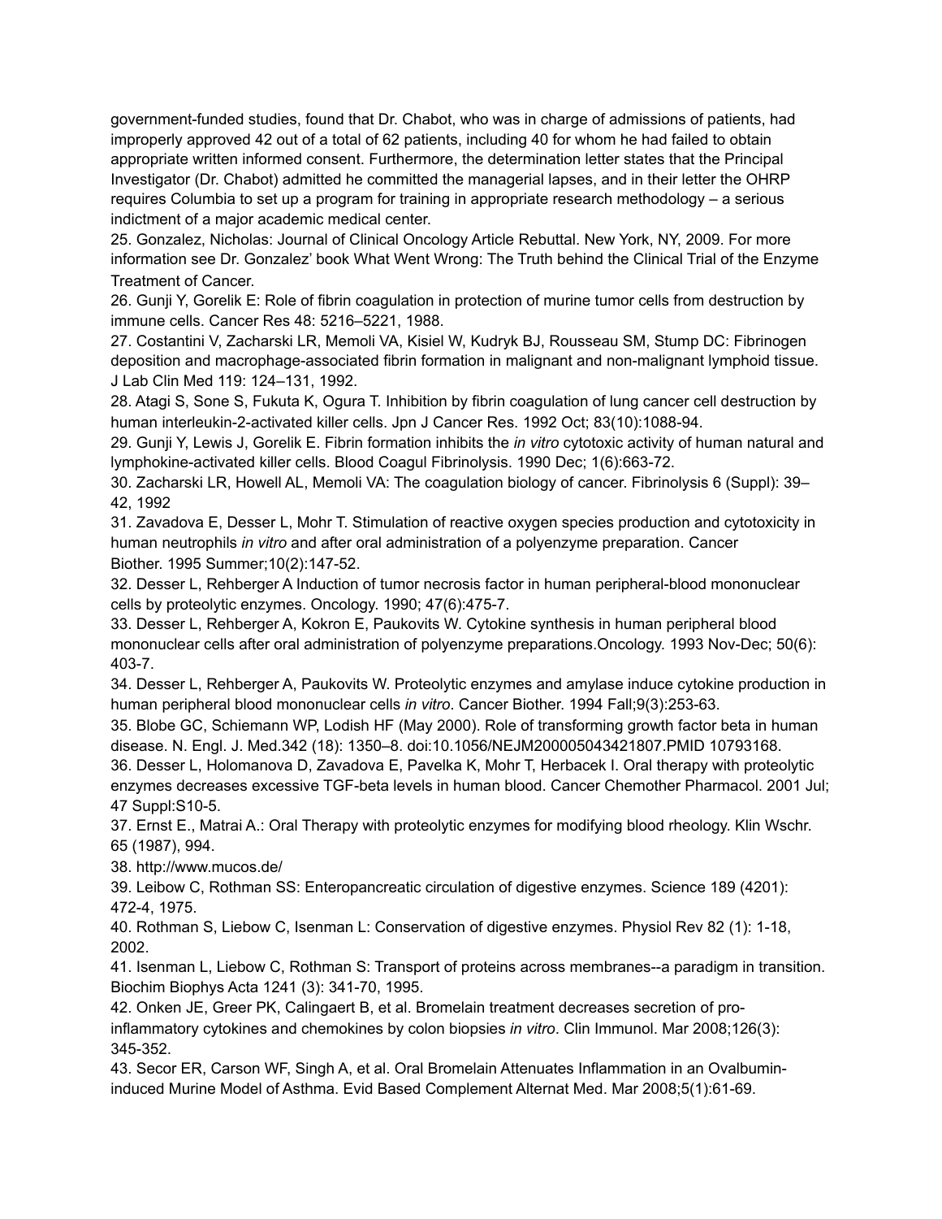government-funded studies, found that Dr. Chabot, who was in charge of admissions of patients, had improperly approved 42 out of a total of 62 patients, including 40 for whom he had failed to obtain appropriate written informed consent. Furthermore, the determination letter states that the Principal Investigator (Dr. Chabot) admitted he committed the managerial lapses, and in their letter the OHRP requires Columbia to set up a program for training in appropriate research methodology – a serious indictment of a major academic medical center.

25. Gonzalez, Nicholas: Journal of Clinical Oncology Article Rebuttal. New York, NY, 2009. For more information see Dr. Gonzalez' book What Went Wrong: The Truth behind the Clinical Trial of the Enzyme Treatment of Cancer.

26. Gunji Y, Gorelik E: Role of fibrin coagulation in protection of murine tumor cells from destruction by immune cells. Cancer Res 48: 5216–5221, 1988.

27. Costantini V, Zacharski LR, Memoli VA, Kisiel W, Kudryk BJ, Rousseau SM, Stump DC: Fibrinogen deposition and macrophage-associated fibrin formation in malignant and non-malignant lymphoid tissue. J Lab Clin Med 119: 124–131, 1992.

28. Atagi S, Sone S, Fukuta K, Ogura T. Inhibition by fibrin coagulation of lung cancer cell destruction by human interleukin-2-activated killer cells. Jpn J Cancer Res. 1992 Oct; 83(10):1088-94.

29. Gunji Y, Lewis J, Gorelik E. Fibrin formation inhibits the *in vitro* cytotoxic activity of human natural and lymphokine-activated killer cells. Blood Coagul Fibrinolysis. 1990 Dec; 1(6):663-72.

30. Zacharski LR, Howell AL, Memoli VA: The coagulation biology of cancer. Fibrinolysis 6 (Suppl): 39–42, 1992

31. Zavadova E, Desser L, Mohr T. Stimulation of reactive oxygen species production and cytotoxicity in human neutrophils *in vitro* and after oral administration of a polyenzyme preparation. Cancer Biother. 1995 Summer;10(2):147-52.

32. Desser L, Rehberger A Induction of tumor necrosis factor in human peripheral-blood mononuclear cells by proteolytic enzymes. Oncology. 1990; 47(6):475-7.

33. Desser L, Rehberger A, Kokron E, Paukovits W. Cytokine synthesis in human peripheral blood mononuclear cells after oral administration of polyenzyme preparations.Oncology. 1993 Nov-Dec; 50(6): 403-7.

34. Desser L, Rehberger A, Paukovits W. Proteolytic enzymes and amylase induce cytokine production in human peripheral blood mononuclear cells *in vitro*. Cancer Biother. 1994 Fall;9(3):253-63.

35. Blobe GC, Schiemann WP, Lodish HF (May 2000). Role of transforming growth factor beta in human disease. N. Engl. J. Med.342 (18): 1350–8. doi:10.1056/NEJM200005043421807.PMID 10793168.

36. Desser L, Holomanova D, Zavadova E, Pavelka K, Mohr T, Herbacek I. Oral therapy with proteolytic enzymes decreases excessive TGF-beta levels in human blood. Cancer Chemother Pharmacol. 2001 Jul; 47 Suppl:S10-5.

37. Ernst E., Matrai A.: Oral Therapy with proteolytic enzymes for modifying blood rheology. Klin Wschr. 65 (1987), 994.

38. http://www.mucos.de/

39. Leibow C, Rothman SS: Enteropancreatic circulation of digestive enzymes. Science 189 (4201): 472-4, 1975.

40. Rothman S, Liebow C, Isenman L: Conservation of digestive enzymes. Physiol Rev 82 (1): 1-18, 2002.

41. Isenman L, Liebow C, Rothman S: Transport of proteins across membranes--a paradigm in transition. Biochim Biophys Acta 1241 (3): 341-70, 1995.

42. Onken JE, Greer PK, Calingaert B, et al. Bromelain treatment decreases secretion of pro-inflammatory cytokines and chemokines by colon biopsies *in vitro*. Clin Immunol. Mar 2008;126(3): 345-352.

43. Secor ER, Carson WF, Singh A, et al. Oral Bromelain Attenuates Inflammation in an Ovalbumin-induced Murine Model of Asthma. Evid Based Complement Alternat Med. Mar 2008;5(1):61-69.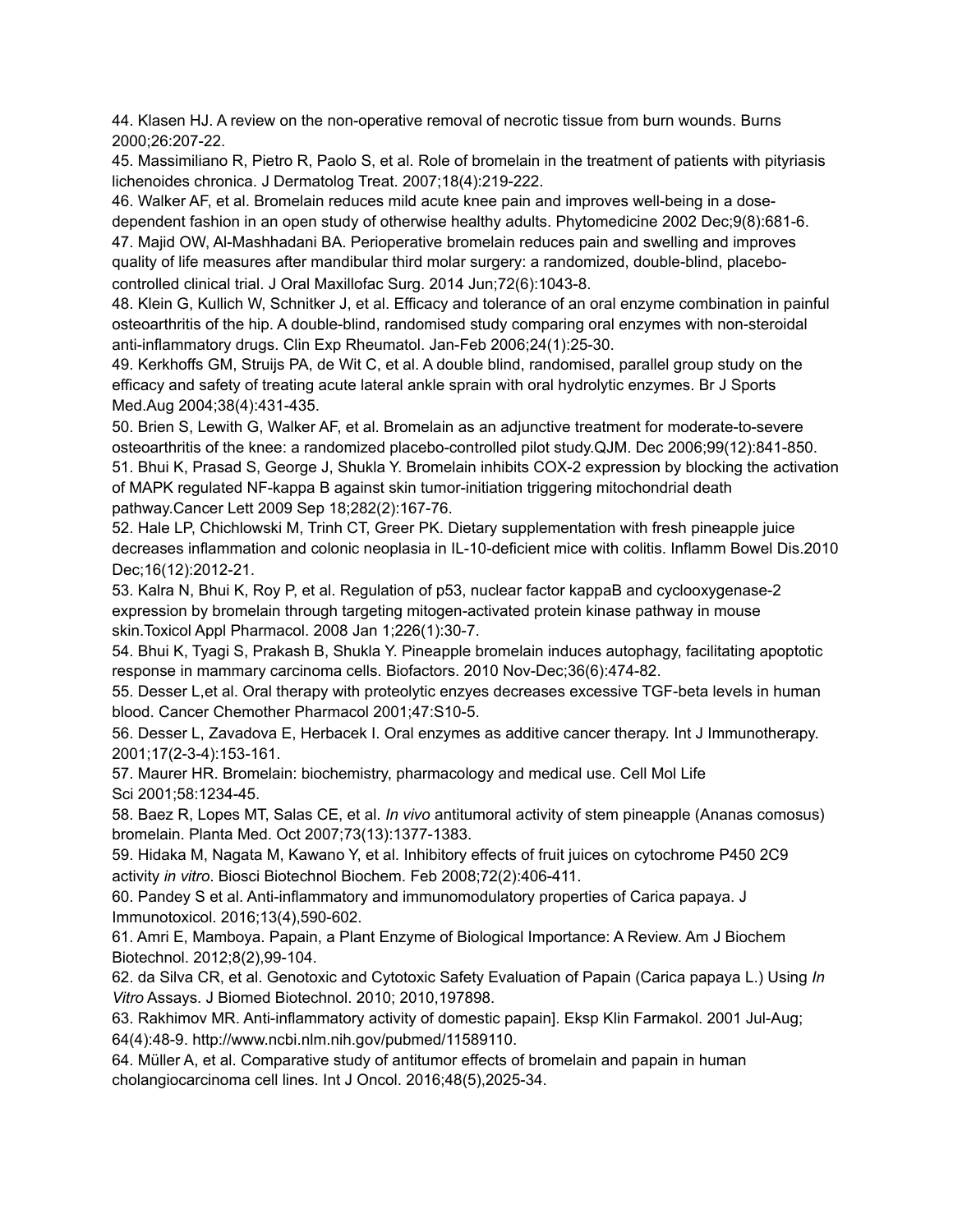44. Klasen HJ. A review on the non-operative removal of necrotic tissue from burn wounds. Burns 2000;26:207-22.

45. Massimiliano R, Pietro R, Paolo S, et al. Role of bromelain in the treatment of patients with pityriasis lichenoides chronica. J Dermatolog Treat. 2007;18(4):219-222.

46. Walker AF, et al. Bromelain reduces mild acute knee pain and improves well-being in a dose-dependent fashion in an open study of otherwise healthy adults. Phytomedicine 2002 Dec;9(8):681-6.

47. Majid OW, Al-Mashhadani BA. Perioperative bromelain reduces pain and swelling and improves quality of life measures after mandibular third molar surgery: a randomized, double-blind, placebo-controlled clinical trial. J Oral Maxillofac Surg. 2014 Jun;72(6):1043-8.

48. Klein G, Kullich W, Schnitker J, et al. Efficacy and tolerance of an oral enzyme combination in painful osteoarthritis of the hip. A double-blind, randomised study comparing oral enzymes with non-steroidal anti-inflammatory drugs. Clin Exp Rheumatol. Jan-Feb 2006;24(1):25-30.

49. Kerkhoffs GM, Struijs PA, de Wit C, et al. A double blind, randomised, parallel group study on the efficacy and safety of treating acute lateral ankle sprain with oral hydrolytic enzymes. Br J Sports Med.Aug 2004;38(4):431-435.

50. Brien S, Lewith G, Walker AF, et al. Bromelain as an adjunctive treatment for moderate-to-severe osteoarthritis of the knee: a randomized placebo-controlled pilot study.QJM. Dec 2006;99(12):841-850.

51. Bhui K, Prasad S, George J, Shukla Y. Bromelain inhibits COX-2 expression by blocking the activation of MAPK regulated NF-kappa B against skin tumor-initiation triggering mitochondrial death pathway.Cancer Lett 2009 Sep 18;282(2):167-76.

52. Hale LP, Chichlowski M, Trinh CT, Greer PK. Dietary supplementation with fresh pineapple juice decreases inflammation and colonic neoplasia in IL-10-deficient mice with colitis. Inflamm Bowel Dis.2010 Dec;16(12):2012-21.

53. Kalra N, Bhui K, Roy P, et al. Regulation of p53, nuclear factor kappaB and cyclooxygenase-2 expression by bromelain through targeting mitogen-activated protein kinase pathway in mouse skin.Toxicol Appl Pharmacol. 2008 Jan 1;226(1):30-7.

54. Bhui K, Tyagi S, Prakash B, Shukla Y. Pineapple bromelain induces autophagy, facilitating apoptotic response in mammary carcinoma cells. Biofactors. 2010 Nov-Dec;36(6):474-82.

55. Desser L,et al. Oral therapy with proteolytic enzyes decreases excessive TGF-beta levels in human blood. Cancer Chemother Pharmacol 2001;47:S10-5.

56. Desser L, Zavadova E, Herbacek I. Oral enzymes as additive cancer therapy. Int J Immunotherapy. 2001;17(2-3-4):153-161.

57. Maurer HR. Bromelain: biochemistry, pharmacology and medical use. Cell Mol Life Sci 2001;58:1234-45.

58. Baez R, Lopes MT, Salas CE, et al. *In vivo* antitumoral activity of stem pineapple (Ananas comosus) bromelain. Planta Med. Oct 2007;73(13):1377-1383.

59. Hidaka M, Nagata M, Kawano Y, et al. Inhibitory effects of fruit juices on cytochrome P450 2C9 activity *in vitro*. Biosci Biotechnol Biochem. Feb 2008;72(2):406-411.

60. Pandey S et al. Anti-inflammatory and immunomodulatory properties of Carica papaya. J Immunotoxicol. 2016;13(4),590-602.

61. Amri E, Mamboya. Papain, a Plant Enzyme of Biological Importance: A Review. Am J Biochem Biotechnol. 2012;8(2),99-104.

62. da Silva CR, et al. Genotoxic and Cytotoxic Safety Evaluation of Papain (Carica papaya L.) Using *In Vitro* Assays. J Biomed Biotechnol. 2010; 2010,197898.

63. Rakhimov MR. Anti-inflammatory activity of domestic papain]. Eksp Klin Farmakol. 2001 Jul-Aug; 64(4):48-9. http://www.ncbi.nlm.nih.gov/pubmed/11589110.

64. Müller A, et al. Comparative study of antitumor effects of bromelain and papain in human cholangiocarcinoma cell lines. Int J Oncol. 2016;48(5),2025-34.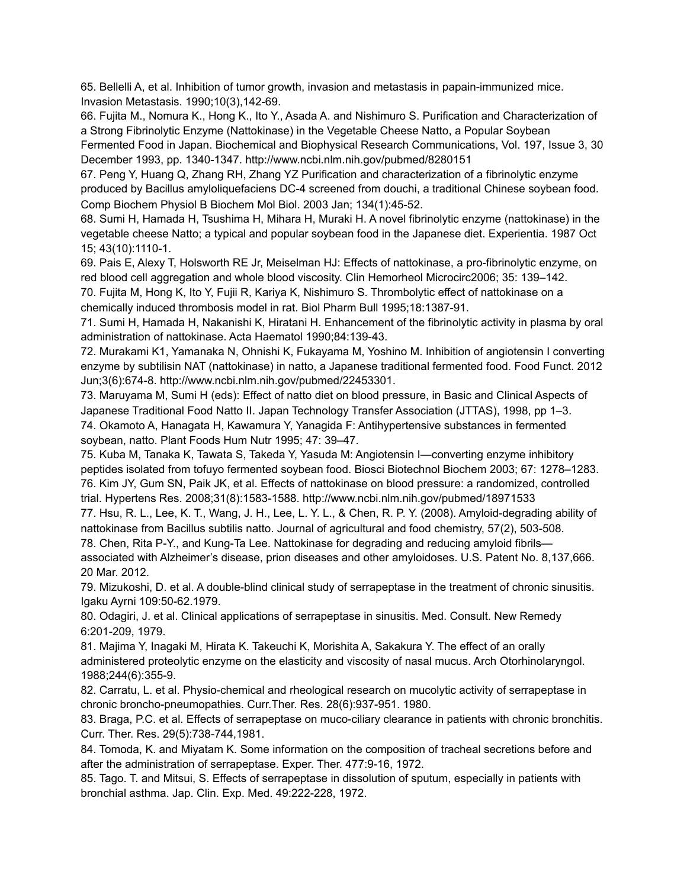65. Bellelli A, et al. Inhibition of tumor growth, invasion and metastasis in papain-immunized mice. Invasion Metastasis. 1990;10(3),142-69.

66. Fujita M., Nomura K., Hong K., Ito Y., Asada A. and Nishimuro S. Purification and Characterization of a Strong Fibrinolytic Enzyme (Nattokinase) in the Vegetable Cheese Natto, a Popular Soybean Fermented Food in Japan. Biochemical and Biophysical Research Communications, Vol. 197, Issue 3, 30 December 1993, pp. 1340-1347. http://www.ncbi.nlm.nih.gov/pubmed/8280151

67. Peng Y, Huang Q, Zhang RH, Zhang YZ Purification and characterization of a fibrinolytic enzyme produced by Bacillus amyloliquefaciens DC-4 screened from douchi, a traditional Chinese soybean food. Comp Biochem Physiol B Biochem Mol Biol. 2003 Jan; 134(1):45-52.

68. Sumi H, Hamada H, Tsushima H, Mihara H, Muraki H. A novel fibrinolytic enzyme (nattokinase) in the vegetable cheese Natto; a typical and popular soybean food in the Japanese diet. Experientia. 1987 Oct 15; 43(10):1110-1.

69. Pais E, Alexy T, Holsworth RE Jr, Meiselman HJ: Effects of nattokinase, a pro-fibrinolytic enzyme, on red blood cell aggregation and whole blood viscosity. Clin Hemorheol Microcirc2006; 35: 139–142.

70. Fujita M, Hong K, Ito Y, Fujii R, Kariya K, Nishimuro S. Thrombolytic effect of nattokinase on a chemically induced thrombosis model in rat. Biol Pharm Bull 1995;18:1387-91.

71. Sumi H, Hamada H, Nakanishi K, Hiratani H. Enhancement of the fibrinolytic activity in plasma by oral administration of nattokinase. Acta Haematol 1990;84:139-43.

72. Murakami K1, Yamanaka N, Ohnishi K, Fukayama M, Yoshino M. Inhibition of angiotensin I converting enzyme by subtilisin NAT (nattokinase) in natto, a Japanese traditional fermented food. Food Funct. 2012 Jun;3(6):674-8. http://www.ncbi.nlm.nih.gov/pubmed/22453301.

73. Maruyama M, Sumi H (eds): Effect of natto diet on blood pressure, in Basic and Clinical Aspects of Japanese Traditional Food Natto II. Japan Technology Transfer Association (JTTAS), 1998, pp 1–3.

74. Okamoto A, Hanagata H, Kawamura Y, Yanagida F: Antihypertensive substances in fermented soybean, natto. Plant Foods Hum Nutr 1995; 47: 39–47.

75. Kuba M, Tanaka K, Tawata S, Takeda Y, Yasuda M: Angiotensin I—converting enzyme inhibitory peptides isolated from tofuyo fermented soybean food. Biosci Biotechnol Biochem 2003; 67: 1278–1283.

76. Kim JY, Gum SN, Paik JK, et al. Effects of nattokinase on blood pressure: a randomized, controlled trial. Hypertens Res. 2008;31(8):1583-1588. http://www.ncbi.nlm.nih.gov/pubmed/18971533

77. Hsu, R. L., Lee, K. T., Wang, J. H., Lee, L. Y. L., & Chen, R. P. Y. (2008). Amyloid-degrading ability of nattokinase from Bacillus subtilis natto. Journal of agricultural and food chemistry, 57(2), 503-508.

78. Chen, Rita P-Y., and Kung-Ta Lee. Nattokinase for degrading and reducing amyloid fibrils—associated with Alzheimer's disease, prion diseases and other amyloidoses. U.S. Patent No. 8,137,666. 20 Mar. 2012.

79. Mizukoshi, D. et al. A double-blind clinical study of serrapeptase in the treatment of chronic sinusitis. Igaku Ayrni 109:50-62.1979.

80. Odagiri, J. et al. Clinical applications of serrapeptase in sinusitis. Med. Consult. New Remedy 6:201-209, 1979.

81. Majima Y, Inagaki M, Hirata K. Takeuchi K, Morishita A, Sakakura Y. The effect of an orally administered proteolytic enzyme on the elasticity and viscosity of nasal mucus. Arch Otorhinolaryngol. 1988;244(6):355-9.

82. Carratu, L. et al. Physio-chemical and rheological research on mucolytic activity of serrapeptase in chronic broncho-pneumopathies. Curr.Ther. Res. 28(6):937-951. 1980.

83. Braga, P.C. et al. Effects of serrapeptase on muco-ciliary clearance in patients with chronic bronchitis. Curr. Ther. Res. 29(5):738-744,1981.

84. Tomoda, K. and Miyatam K. Some information on the composition of tracheal secretions before and after the administration of serrapeptase. Exper. Ther. 477:9-16, 1972.

85. Tago. T. and Mitsui, S. Effects of serrapeptase in dissolution of sputum, especially in patients with bronchial asthma. Jap. Clin. Exp. Med. 49:222-228, 1972.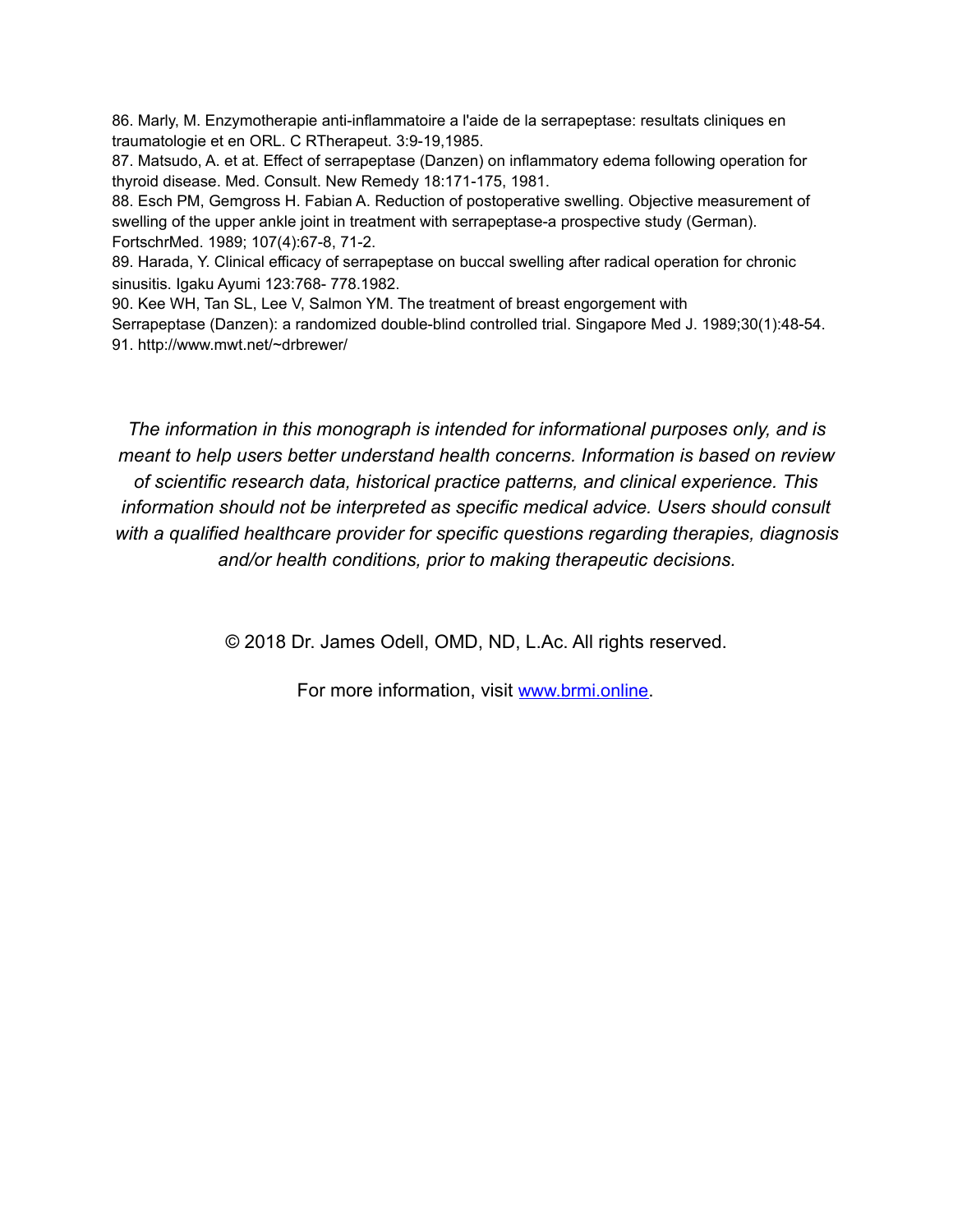86. Marly, M. Enzymotherapie anti-inflammatoire a l'aide de la serrapeptase: resultats cliniques en traumatologie et en ORL. C RTherapeut. 3:9-19,1985.
87. Matsudo, A. et at. Effect of serrapeptase (Danzen) on inflammatory edema following operation for thyroid disease. Med. Consult. New Remedy 18:171-175, 1981.
88. Esch PM, Gemgross H. Fabian A. Reduction of postoperative swelling. Objective measurement of swelling of the upper ankle joint in treatment with serrapeptase-a prospective study (German). FortschrMed. 1989; 107(4):67-8, 71-2.
89. Harada, Y. Clinical efficacy of serrapeptase on buccal swelling after radical operation for chronic sinusitis. Igaku Ayumi 123:768- 778.1982.
90. Kee WH, Tan SL, Lee V, Salmon YM. The treatment of breast engorgement with Serrapeptase (Danzen): a randomized double-blind controlled trial. Singapore Med J. 1989;30(1):48-54.
91. http://www.mwt.net/~drbrewer/

*The information in this monograph is intended for informational purposes only, and is meant to help users better understand health concerns. Information is based on review of scientific research data, historical practice patterns, and clinical experience. This information should not be interpreted as specific medical advice. Users should consult with a qualified healthcare provider for specific questions regarding therapies, diagnosis and/or health conditions, prior to making therapeutic decisions.*

© 2018 Dr. James Odell, OMD, ND, L.Ac. All rights reserved.

For more information, visit [www.brmi.online](http://www.brmi.online).